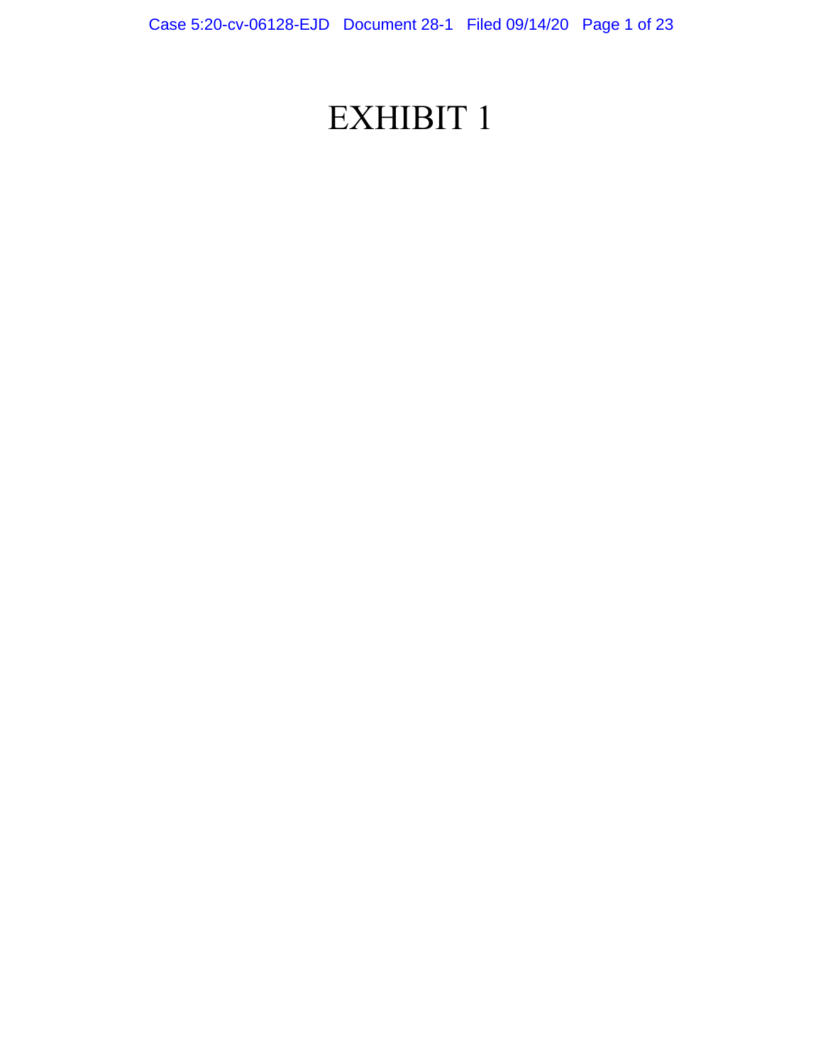# EXHIBIT 1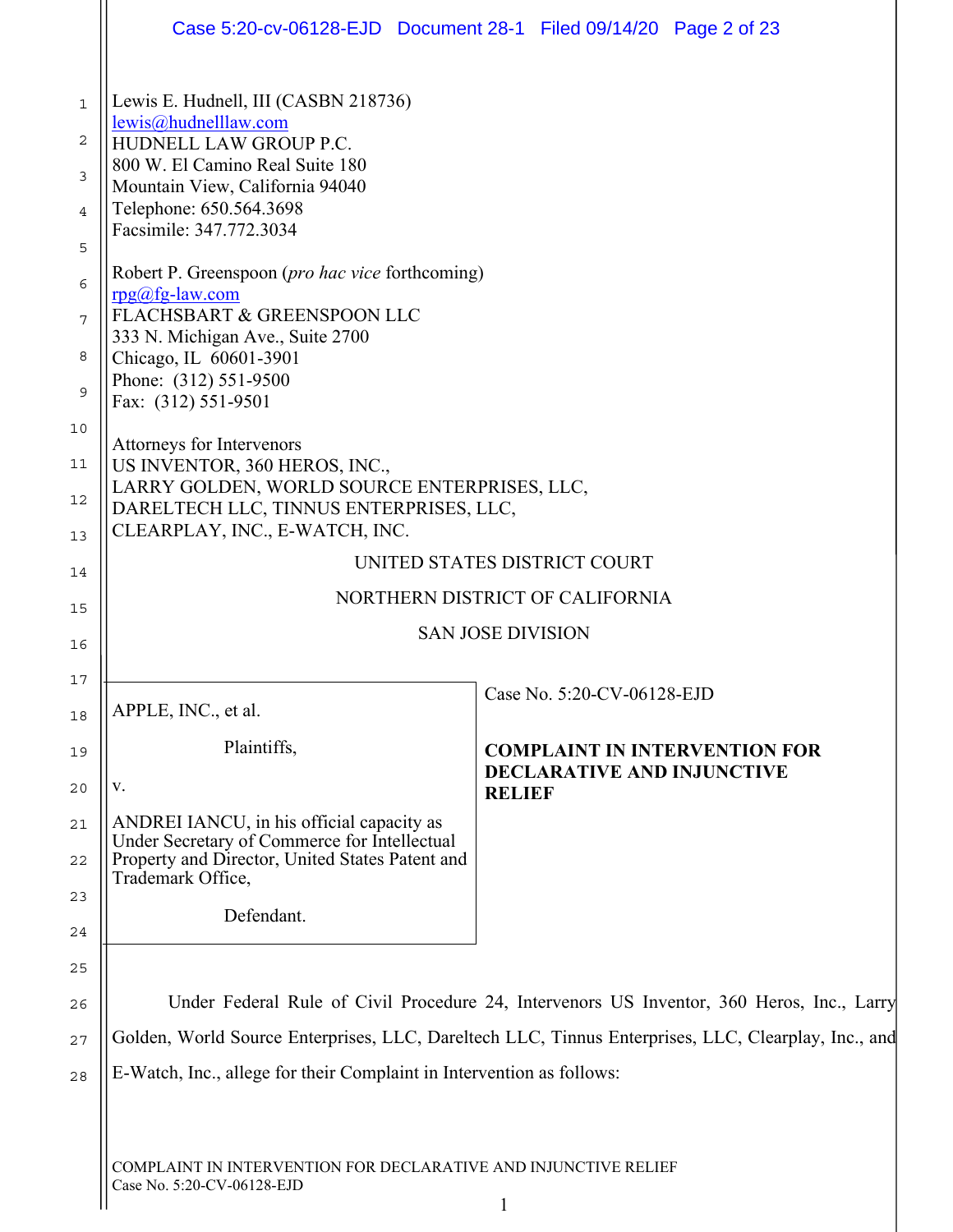Lewis E. Hudnell, III (CASBN 218736)
lewis@hudnelllaw.com
HUDNELL LAW GROUP P.C.
800 W. El Camino Real Suite 180
Mountain View, California 94040
Telephone: 650.564.3698
Facsimile: 347.772.3034

Robert P. Greenspoon (*pro hac vice* forthcoming)
rpg@fg-law.com
FLACHSBART & GREENSPOON LLC
333 N. Michigan Ave., Suite 2700
Chicago, IL 60601-3901
Phone: (312) 551-9500
Fax: (312) 551-9501

Attorneys for Intervenors
US INVENTOR, 360 HEROS, INC.,
LARRY GOLDEN, WORLD SOURCE ENTERPRISES, LLC,
DARELTECH LLC, TINNUS ENTERPRISES, LLC,
CLEARPLAY, INC., E-WATCH, INC.

UNITED STATES DISTRICT COURT

NORTHERN DISTRICT OF CALIFORNIA

SAN JOSE DIVISION

| | |
|---|---|
| APPLE, INC., et al.<br><br>Plaintiffs,<br><br>v.<br><br>ANDREI IANCU, in his official capacity as Under Secretary of Commerce for Intellectual Property and Director, United States Patent and Trademark Office,<br><br>Defendant. | Case No. 5:20-CV-06128-EJD<br><br>**COMPLAINT IN INTERVENTION FOR DECLARATIVE AND INJUNCTIVE RELIEF** |

Under Federal Rule of Civil Procedure 24, Intervenors US Inventor, 360 Heros, Inc., Larry Golden, World Source Enterprises, LLC, Dareltech LLC, Tinnus Enterprises, LLC, Clearplay, Inc., and E-Watch, Inc., allege for their Complaint in Intervention as follows: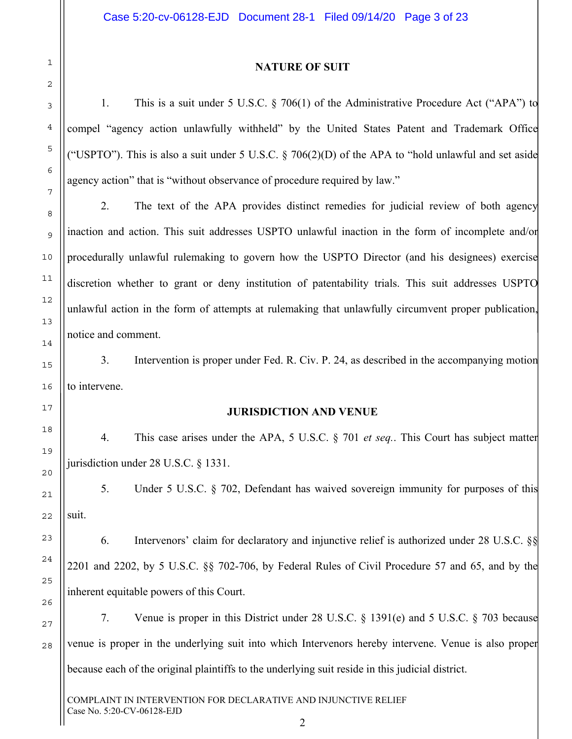## NATURE OF SUIT

1. This is a suit under 5 U.S.C. § 706(1) of the Administrative Procedure Act ("APA") to compel "agency action unlawfully withheld" by the United States Patent and Trademark Office ("USPTO"). This is also a suit under 5 U.S.C. § 706(2)(D) of the APA to "hold unlawful and set aside agency action" that is "without observance of procedure required by law."

2. The text of the APA provides distinct remedies for judicial review of both agency inaction and action. This suit addresses USPTO unlawful inaction in the form of incomplete and/or procedurally unlawful rulemaking to govern how the USPTO Director (and his designees) exercise discretion whether to grant or deny institution of patentability trials. This suit addresses USPTO unlawful action in the form of attempts at rulemaking that unlawfully circumvent proper publication, notice and comment.

3. Intervention is proper under Fed. R. Civ. P. 24, as described in the accompanying motion to intervene.

## JURISDICTION AND VENUE

4. This case arises under the APA, 5 U.S.C. § 701 *et seq.*. This Court has subject matter jurisdiction under 28 U.S.C. § 1331.

5. Under 5 U.S.C. § 702, Defendant has waived sovereign immunity for purposes of this suit.

6. Intervenors' claim for declaratory and injunctive relief is authorized under 28 U.S.C. §§ 2201 and 2202, by 5 U.S.C. §§ 702-706, by Federal Rules of Civil Procedure 57 and 65, and by the inherent equitable powers of this Court.

7. Venue is proper in this District under 28 U.S.C. § 1391(e) and 5 U.S.C. § 703 because venue is proper in the underlying suit into which Intervenors hereby intervene. Venue is also proper because each of the original plaintiffs to the underlying suit reside in this judicial district.

COMPLAINT IN INTERVENTION FOR DECLARATIVE AND INJUNCTIVE RELIEF
Case No. 5:20-CV-06128-EJD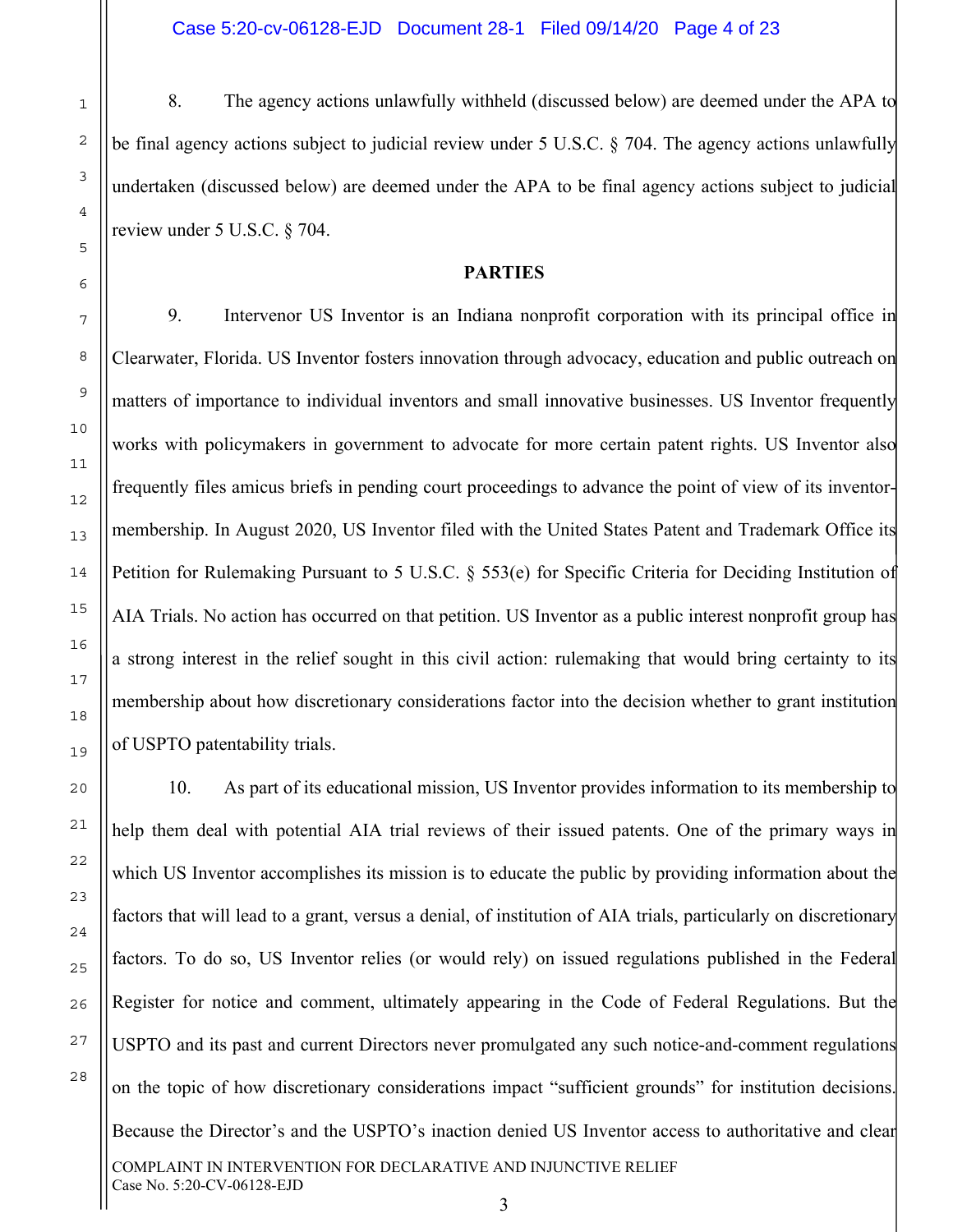8. The agency actions unlawfully withheld (discussed below) are deemed under the APA to be final agency actions subject to judicial review under 5 U.S.C. § 704. The agency actions unlawfully undertaken (discussed below) are deemed under the APA to be final agency actions subject to judicial review under 5 U.S.C. § 704.

**PARTIES**

9. Intervenor US Inventor is an Indiana nonprofit corporation with its principal office in Clearwater, Florida. US Inventor fosters innovation through advocacy, education and public outreach on matters of importance to individual inventors and small innovative businesses. US Inventor frequently works with policymakers in government to advocate for more certain patent rights. US Inventor also frequently files amicus briefs in pending court proceedings to advance the point of view of its inventor-membership. In August 2020, US Inventor filed with the United States Patent and Trademark Office its Petition for Rulemaking Pursuant to 5 U.S.C. § 553(e) for Specific Criteria for Deciding Institution of AIA Trials. No action has occurred on that petition. US Inventor as a public interest nonprofit group has a strong interest in the relief sought in this civil action: rulemaking that would bring certainty to its membership about how discretionary considerations factor into the decision whether to grant institution of USPTO patentability trials.

10. As part of its educational mission, US Inventor provides information to its membership to help them deal with potential AIA trial reviews of their issued patents. One of the primary ways in which US Inventor accomplishes its mission is to educate the public by providing information about the factors that will lead to a grant, versus a denial, of institution of AIA trials, particularly on discretionary factors. To do so, US Inventor relies (or would rely) on issued regulations published in the Federal Register for notice and comment, ultimately appearing in the Code of Federal Regulations. But the USPTO and its past and current Directors never promulgated any such notice-and-comment regulations on the topic of how discretionary considerations impact "sufficient grounds" for institution decisions. Because the Director's and the USPTO's inaction denied US Inventor access to authoritative and clear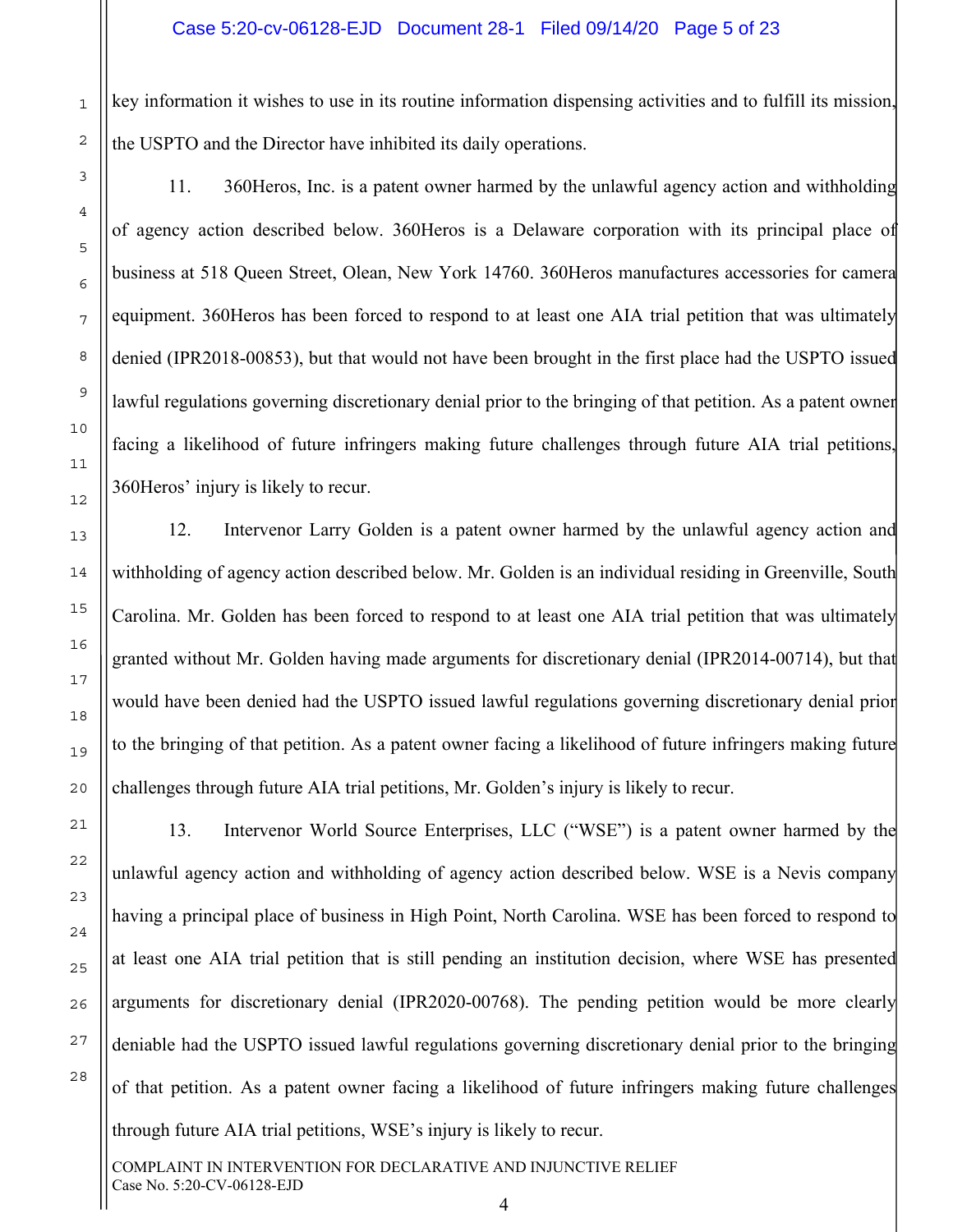key information it wishes to use in its routine information dispensing activities and to fulfill its mission, the USPTO and the Director have inhibited its daily operations.

11. 360Heros, Inc. is a patent owner harmed by the unlawful agency action and withholding of agency action described below. 360Heros is a Delaware corporation with its principal place of business at 518 Queen Street, Olean, New York 14760. 360Heros manufactures accessories for camera equipment. 360Heros has been forced to respond to at least one AIA trial petition that was ultimately denied (IPR2018-00853), but that would not have been brought in the first place had the USPTO issued lawful regulations governing discretionary denial prior to the bringing of that petition. As a patent owner facing a likelihood of future infringers making future challenges through future AIA trial petitions, 360Heros' injury is likely to recur.

12. Intervenor Larry Golden is a patent owner harmed by the unlawful agency action and withholding of agency action described below. Mr. Golden is an individual residing in Greenville, South Carolina. Mr. Golden has been forced to respond to at least one AIA trial petition that was ultimately granted without Mr. Golden having made arguments for discretionary denial (IPR2014-00714), but that would have been denied had the USPTO issued lawful regulations governing discretionary denial prior to the bringing of that petition. As a patent owner facing a likelihood of future infringers making future challenges through future AIA trial petitions, Mr. Golden's injury is likely to recur.

13. Intervenor World Source Enterprises, LLC ("WSE") is a patent owner harmed by the unlawful agency action and withholding of agency action described below. WSE is a Nevis company having a principal place of business in High Point, North Carolina. WSE has been forced to respond to at least one AIA trial petition that is still pending an institution decision, where WSE has presented arguments for discretionary denial (IPR2020-00768). The pending petition would be more clearly deniable had the USPTO issued lawful regulations governing discretionary denial prior to the bringing of that petition. As a patent owner facing a likelihood of future infringers making future challenges through future AIA trial petitions, WSE's injury is likely to recur.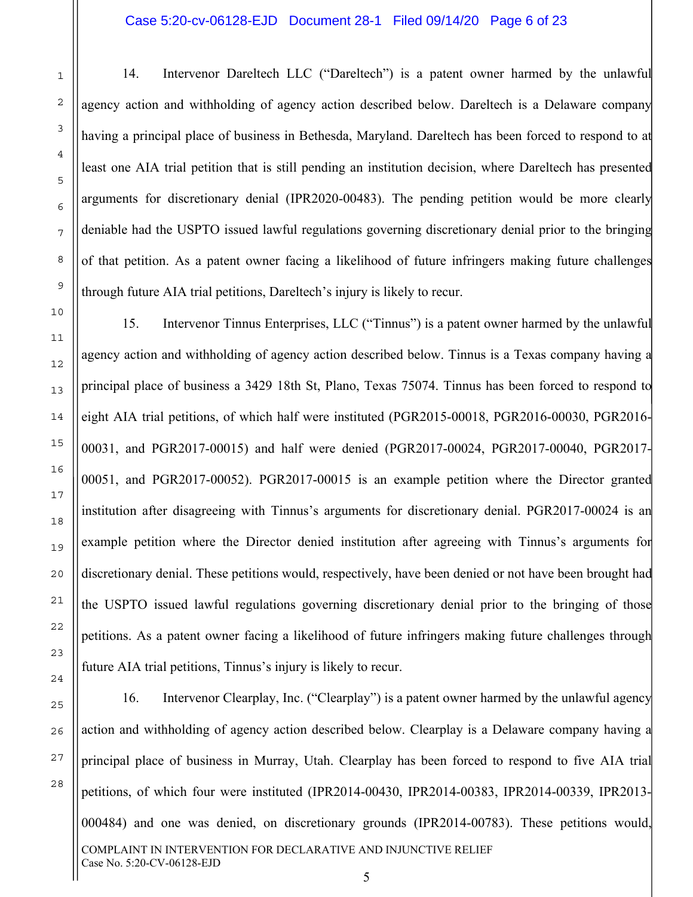14. Intervenor Dareltech LLC ("Dareltech") is a patent owner harmed by the unlawful agency action and withholding of agency action described below. Dareltech is a Delaware company having a principal place of business in Bethesda, Maryland. Dareltech has been forced to respond to at least one AIA trial petition that is still pending an institution decision, where Dareltech has presented arguments for discretionary denial (IPR2020-00483). The pending petition would be more clearly deniable had the USPTO issued lawful regulations governing discretionary denial prior to the bringing of that petition. As a patent owner facing a likelihood of future infringers making future challenges through future AIA trial petitions, Dareltech's injury is likely to recur.

15. Intervenor Tinnus Enterprises, LLC ("Tinnus") is a patent owner harmed by the unlawful agency action and withholding of agency action described below. Tinnus is a Texas company having a principal place of business a 3429 18th St, Plano, Texas 75074. Tinnus has been forced to respond to eight AIA trial petitions, of which half were instituted (PGR2015-00018, PGR2016-00030, PGR2016-00031, and PGR2017-00015) and half were denied (PGR2017-00024, PGR2017-00040, PGR2017-00051, and PGR2017-00052). PGR2017-00015 is an example petition where the Director granted institution after disagreeing with Tinnus's arguments for discretionary denial. PGR2017-00024 is an example petition where the Director denied institution after agreeing with Tinnus's arguments for discretionary denial. These petitions would, respectively, have been denied or not have been brought had the USPTO issued lawful regulations governing discretionary denial prior to the bringing of those petitions. As a patent owner facing a likelihood of future infringers making future challenges through future AIA trial petitions, Tinnus's injury is likely to recur.

16. Intervenor Clearplay, Inc. ("Clearplay") is a patent owner harmed by the unlawful agency action and withholding of agency action described below. Clearplay is a Delaware company having a principal place of business in Murray, Utah. Clearplay has been forced to respond to five AIA trial petitions, of which four were instituted (IPR2014-00430, IPR2014-00383, IPR2014-00339, IPR2013-000484) and one was denied, on discretionary grounds (IPR2014-00783). These petitions would,

COMPLAINT IN INTERVENTION FOR DECLARATIVE AND INJUNCTIVE RELIEF
Case No. 5:20-CV-06128-EJD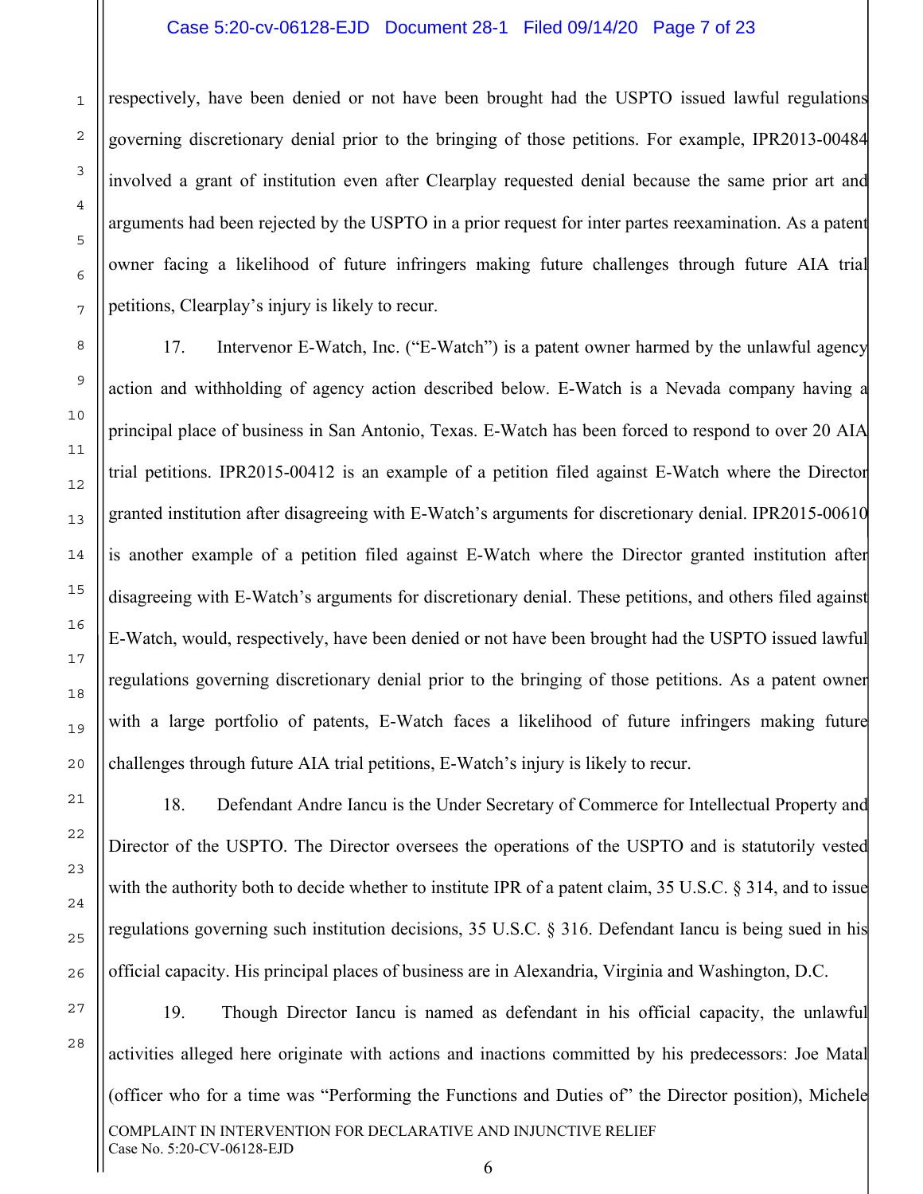respectively, have been denied or not have been brought had the USPTO issued lawful regulations governing discretionary denial prior to the bringing of those petitions. For example, IPR2013-00484 involved a grant of institution even after Clearplay requested denial because the same prior art and arguments had been rejected by the USPTO in a prior request for inter partes reexamination. As a patent owner facing a likelihood of future infringers making future challenges through future AIA trial petitions, Clearplay's injury is likely to recur.

17. Intervenor E-Watch, Inc. ("E-Watch") is a patent owner harmed by the unlawful agency action and withholding of agency action described below. E-Watch is a Nevada company having a principal place of business in San Antonio, Texas. E-Watch has been forced to respond to over 20 AIA trial petitions. IPR2015-00412 is an example of a petition filed against E-Watch where the Director granted institution after disagreeing with E-Watch's arguments for discretionary denial. IPR2015-00610 is another example of a petition filed against E-Watch where the Director granted institution after disagreeing with E-Watch's arguments for discretionary denial. These petitions, and others filed against E-Watch, would, respectively, have been denied or not have been brought had the USPTO issued lawful regulations governing discretionary denial prior to the bringing of those petitions. As a patent owner with a large portfolio of patents, E-Watch faces a likelihood of future infringers making future challenges through future AIA trial petitions, E-Watch's injury is likely to recur.

18. Defendant Andre Iancu is the Under Secretary of Commerce for Intellectual Property and Director of the USPTO. The Director oversees the operations of the USPTO and is statutorily vested with the authority both to decide whether to institute IPR of a patent claim, 35 U.S.C. § 314, and to issue regulations governing such institution decisions, 35 U.S.C. § 316. Defendant Iancu is being sued in his official capacity. His principal places of business are in Alexandria, Virginia and Washington, D.C.

19. Though Director Iancu is named as defendant in his official capacity, the unlawful activities alleged here originate with actions and inactions committed by his predecessors: Joe Matal (officer who for a time was "Performing the Functions and Duties of" the Director position), Michele

COMPLAINT IN INTERVENTION FOR DECLARATIVE AND INJUNCTIVE RELIEF
Case No. 5:20-CV-06128-EJD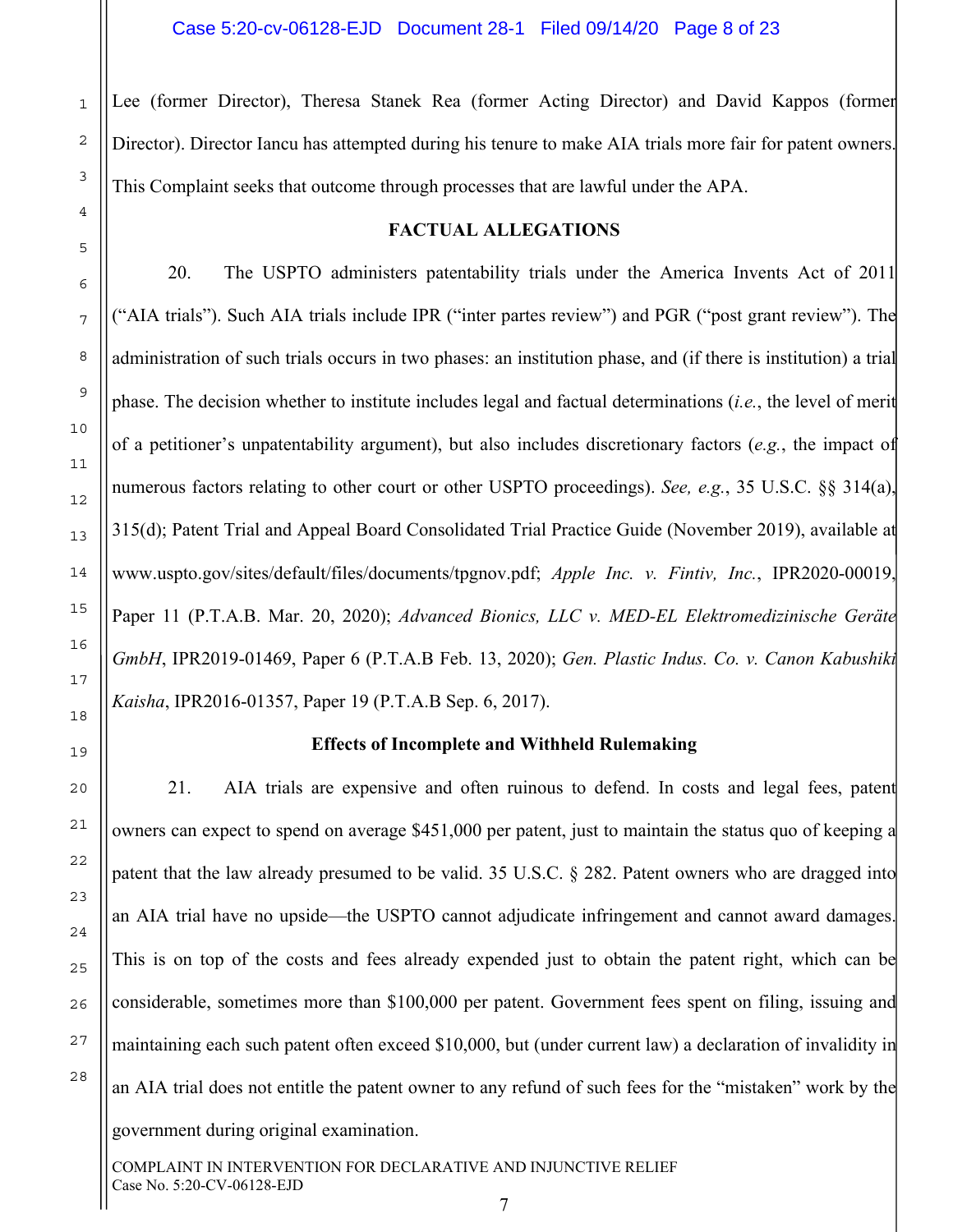Lee (former Director), Theresa Stanek Rea (former Acting Director) and David Kappos (former Director). Director Iancu has attempted during his tenure to make AIA trials more fair for patent owners. This Complaint seeks that outcome through processes that are lawful under the APA.

## FACTUAL ALLEGATIONS

20. The USPTO administers patentability trials under the America Invents Act of 2011 ("AIA trials"). Such AIA trials include IPR ("inter partes review") and PGR ("post grant review"). The administration of such trials occurs in two phases: an institution phase, and (if there is institution) a trial phase. The decision whether to institute includes legal and factual determinations (*i.e.*, the level of merit of a petitioner's unpatentability argument), but also includes discretionary factors (*e.g.*, the impact of numerous factors relating to other court or other USPTO proceedings). *See, e.g.*, 35 U.S.C. §§ 314(a), 315(d); Patent Trial and Appeal Board Consolidated Trial Practice Guide (November 2019), available at www.uspto.gov/sites/default/files/documents/tpgnov.pdf; *Apple Inc. v. Fintiv, Inc.*, IPR2020-00019, Paper 11 (P.T.A.B. Mar. 20, 2020); *Advanced Bionics, LLC v. MED-EL Elektromedizinische Geräte GmbH*, IPR2019-01469, Paper 6 (P.T.A.B Feb. 13, 2020); *Gen. Plastic Indus. Co. v. Canon Kabushiki Kaisha*, IPR2016-01357, Paper 19 (P.T.A.B Sep. 6, 2017).

### Effects of Incomplete and Withheld Rulemaking

21. AIA trials are expensive and often ruinous to defend. In costs and legal fees, patent owners can expect to spend on average $451,000 per patent, just to maintain the status quo of keeping a patent that the law already presumed to be valid. 35 U.S.C. § 282. Patent owners who are dragged into an AIA trial have no upside—the USPTO cannot adjudicate infringement and cannot award damages. This is on top of the costs and fees already expended just to obtain the patent right, which can be considerable, sometimes more than $100,000 per patent. Government fees spent on filing, issuing and maintaining each such patent often exceed $10,000, but (under current law) a declaration of invalidity in an AIA trial does not entitle the patent owner to any refund of such fees for the "mistaken" work by the government during original examination.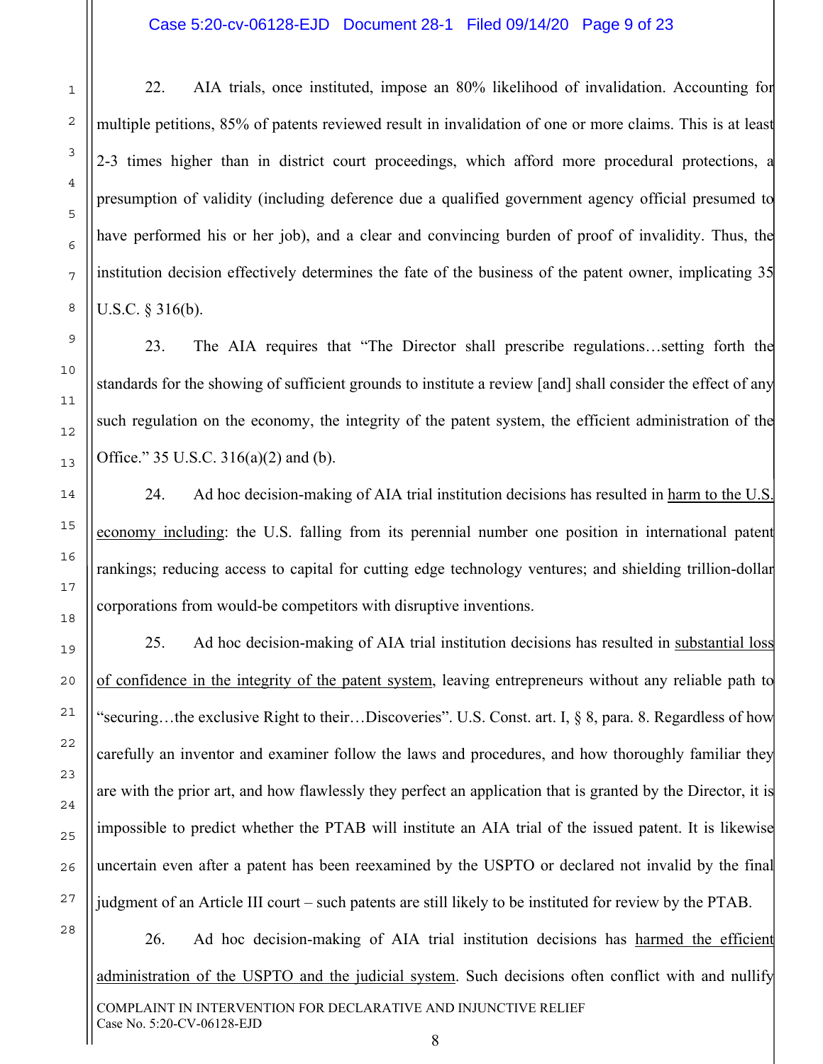22. AIA trials, once instituted, impose an 80% likelihood of invalidation. Accounting for multiple petitions, 85% of patents reviewed result in invalidation of one or more claims. This is at least 2-3 times higher than in district court proceedings, which afford more procedural protections, a presumption of validity (including deference due a qualified government agency official presumed to have performed his or her job), and a clear and convincing burden of proof of invalidity. Thus, the institution decision effectively determines the fate of the business of the patent owner, implicating 35 U.S.C. § 316(b).

23. The AIA requires that "The Director shall prescribe regulations…setting forth the standards for the showing of sufficient grounds to institute a review [and] shall consider the effect of any such regulation on the economy, the integrity of the patent system, the efficient administration of the Office." 35 U.S.C. 316(a)(2) and (b).

24. Ad hoc decision-making of AIA trial institution decisions has resulted in <u>harm to the U.S. economy including</u>: the U.S. falling from its perennial number one position in international patent rankings; reducing access to capital for cutting edge technology ventures; and shielding trillion-dollar corporations from would-be competitors with disruptive inventions.

25. Ad hoc decision-making of AIA trial institution decisions has resulted in <u>substantial loss of confidence in the integrity of the patent system</u>, leaving entrepreneurs without any reliable path to "securing…the exclusive Right to their…Discoveries". U.S. Const. art. I, § 8, para. 8. Regardless of how carefully an inventor and examiner follow the laws and procedures, and how thoroughly familiar they are with the prior art, and how flawlessly they perfect an application that is granted by the Director, it is impossible to predict whether the PTAB will institute an AIA trial of the issued patent. It is likewise uncertain even after a patent has been reexamined by the USPTO or declared not invalid by the final judgment of an Article III court – such patents are still likely to be instituted for review by the PTAB.

26. Ad hoc decision-making of AIA trial institution decisions has <u>harmed the efficient administration of the USPTO and the judicial system</u>. Such decisions often conflict with and nullify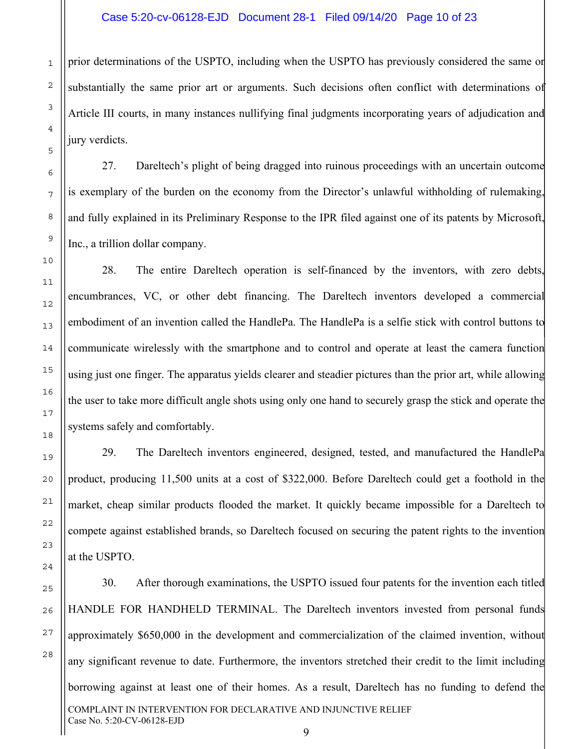prior determinations of the USPTO, including when the USPTO has previously considered the same or substantially the same prior art or arguments. Such decisions often conflict with determinations of Article III courts, in many instances nullifying final judgments incorporating years of adjudication and jury verdicts.

27. Dareltech's plight of being dragged into ruinous proceedings with an uncertain outcome is exemplary of the burden on the economy from the Director's unlawful withholding of rulemaking, and fully explained in its Preliminary Response to the IPR filed against one of its patents by Microsoft, Inc., a trillion dollar company.

28. The entire Dareltech operation is self-financed by the inventors, with zero debts, encumbrances, VC, or other debt financing. The Dareltech inventors developed a commercial embodiment of an invention called the HandlePa. The HandlePa is a selfie stick with control buttons to communicate wirelessly with the smartphone and to control and operate at least the camera function using just one finger. The apparatus yields clearer and steadier pictures than the prior art, while allowing the user to take more difficult angle shots using only one hand to securely grasp the stick and operate the systems safely and comfortably.

29. The Dareltech inventors engineered, designed, tested, and manufactured the HandlePa product, producing 11,500 units at a cost of $322,000. Before Dareltech could get a foothold in the market, cheap similar products flooded the market. It quickly became impossible for a Dareltech to compete against established brands, so Dareltech focused on securing the patent rights to the invention at the USPTO.

30. After thorough examinations, the USPTO issued four patents for the invention each titled HANDLE FOR HANDHELD TERMINAL. The Dareltech inventors invested from personal funds approximately $650,000 in the development and commercialization of the claimed invention, without any significant revenue to date. Furthermore, the inventors stretched their credit to the limit including borrowing against at least one of their homes. As a result, Dareltech has no funding to defend the

COMPLAINT IN INTERVENTION FOR DECLARATIVE AND INJUNCTIVE RELIEF
Case No. 5:20-CV-06128-EJD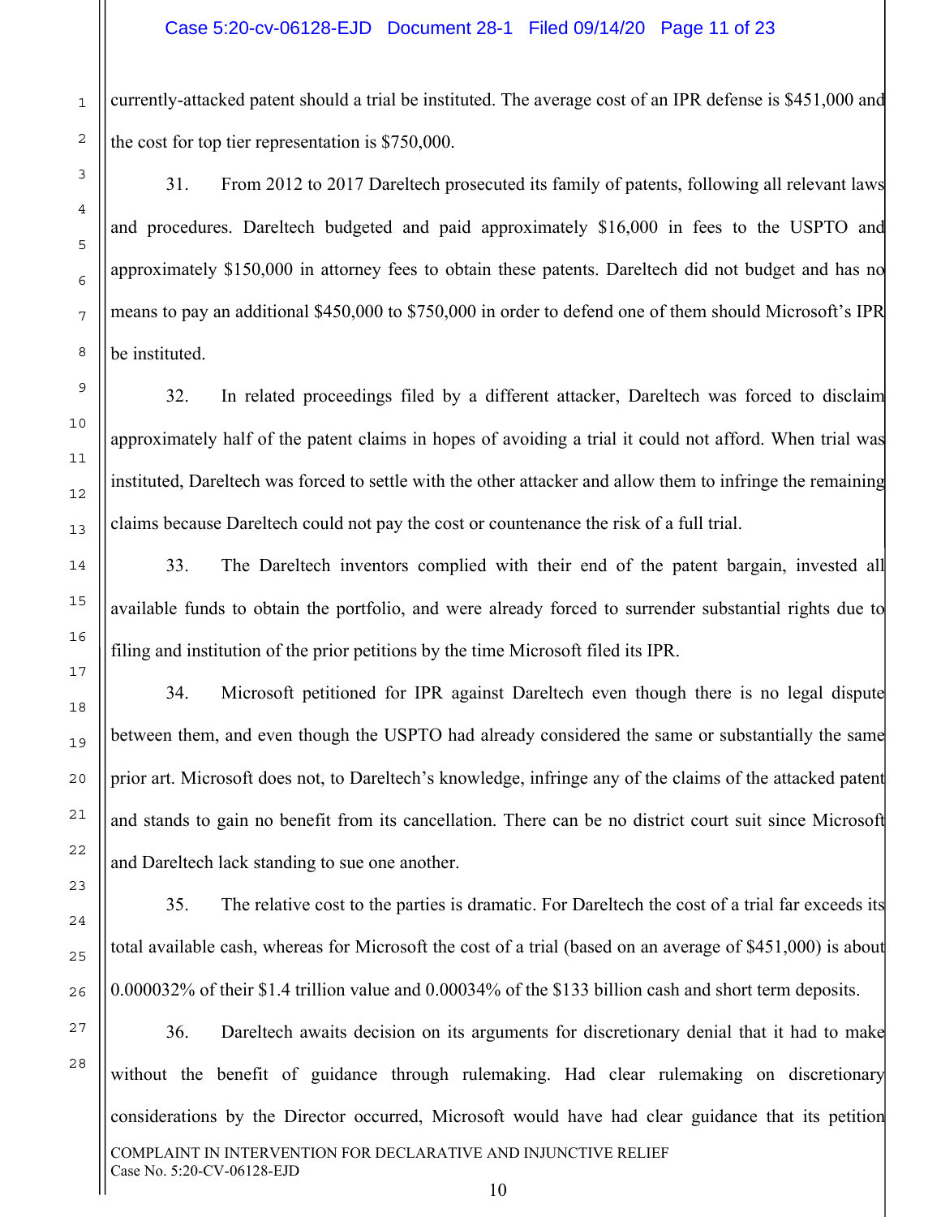currently-attacked patent should a trial be instituted. The average cost of an IPR defense is $451,000 and the cost for top tier representation is $750,000.

31. From 2012 to 2017 Dareltech prosecuted its family of patents, following all relevant laws and procedures. Dareltech budgeted and paid approximately $16,000 in fees to the USPTO and approximately $150,000 in attorney fees to obtain these patents. Dareltech did not budget and has no means to pay an additional $450,000 to $750,000 in order to defend one of them should Microsoft's IPR be instituted.

32. In related proceedings filed by a different attacker, Dareltech was forced to disclaim approximately half of the patent claims in hopes of avoiding a trial it could not afford. When trial was instituted, Dareltech was forced to settle with the other attacker and allow them to infringe the remaining claims because Dareltech could not pay the cost or countenance the risk of a full trial.

33. The Dareltech inventors complied with their end of the patent bargain, invested all available funds to obtain the portfolio, and were already forced to surrender substantial rights due to filing and institution of the prior petitions by the time Microsoft filed its IPR.

34. Microsoft petitioned for IPR against Dareltech even though there is no legal dispute between them, and even though the USPTO had already considered the same or substantially the same prior art. Microsoft does not, to Dareltech's knowledge, infringe any of the claims of the attacked patent and stands to gain no benefit from its cancellation. There can be no district court suit since Microsoft and Dareltech lack standing to sue one another.

35. The relative cost to the parties is dramatic. For Dareltech the cost of a trial far exceeds its total available cash, whereas for Microsoft the cost of a trial (based on an average of $451,000) is about 0.000032% of their $1.4 trillion value and 0.00034% of the $133 billion cash and short term deposits.

36. Dareltech awaits decision on its arguments for discretionary denial that it had to make without the benefit of guidance through rulemaking. Had clear rulemaking on discretionary considerations by the Director occurred, Microsoft would have had clear guidance that its petition

COMPLAINT IN INTERVENTION FOR DECLARATIVE AND INJUNCTIVE RELIEF
Case No. 5:20-CV-06128-EJD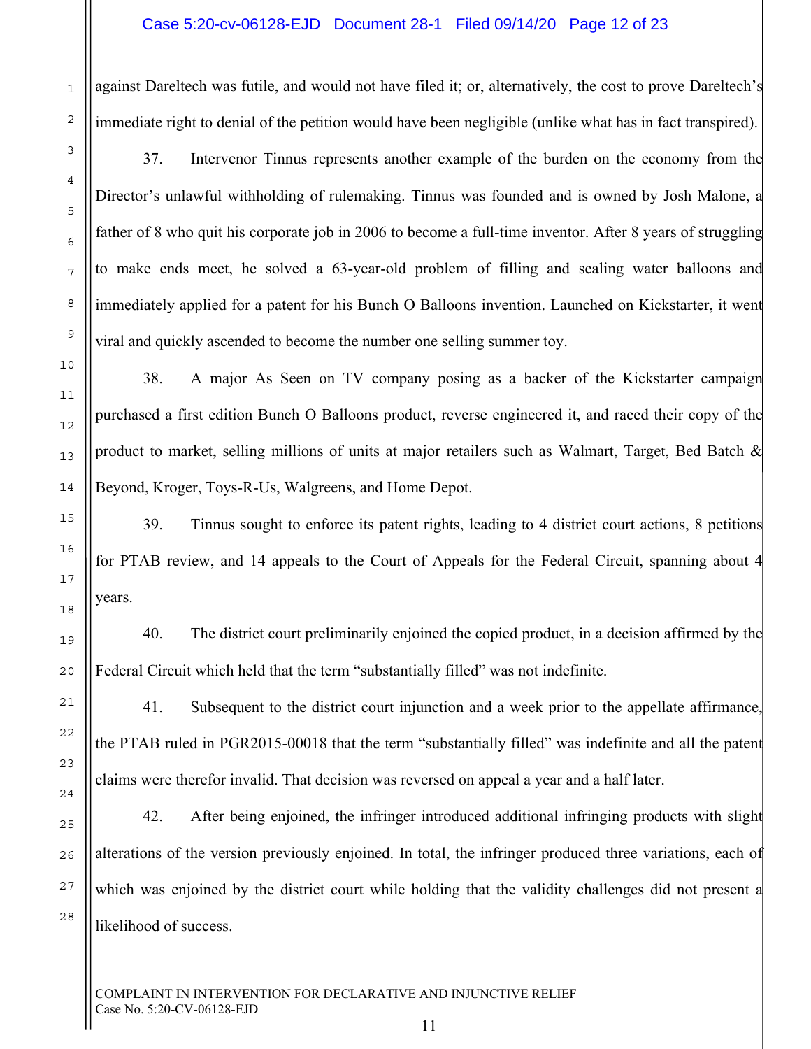against Dareltech was futile, and would not have filed it; or, alternatively, the cost to prove Dareltech's immediate right to denial of the petition would have been negligible (unlike what has in fact transpired).

37. Intervenor Tinnus represents another example of the burden on the economy from the Director's unlawful withholding of rulemaking. Tinnus was founded and is owned by Josh Malone, a father of 8 who quit his corporate job in 2006 to become a full-time inventor. After 8 years of struggling to make ends meet, he solved a 63-year-old problem of filling and sealing water balloons and immediately applied for a patent for his Bunch O Balloons invention. Launched on Kickstarter, it went viral and quickly ascended to become the number one selling summer toy.

38. A major As Seen on TV company posing as a backer of the Kickstarter campaign purchased a first edition Bunch O Balloons product, reverse engineered it, and raced their copy of the product to market, selling millions of units at major retailers such as Walmart, Target, Bed Batch & Beyond, Kroger, Toys-R-Us, Walgreens, and Home Depot.

39. Tinnus sought to enforce its patent rights, leading to 4 district court actions, 8 petitions for PTAB review, and 14 appeals to the Court of Appeals for the Federal Circuit, spanning about 4 years.

40. The district court preliminarily enjoined the copied product, in a decision affirmed by the Federal Circuit which held that the term "substantially filled" was not indefinite.

41. Subsequent to the district court injunction and a week prior to the appellate affirmance, the PTAB ruled in PGR2015-00018 that the term "substantially filled" was indefinite and all the patent claims were therefor invalid. That decision was reversed on appeal a year and a half later.

42. After being enjoined, the infringer introduced additional infringing products with slight alterations of the version previously enjoined. In total, the infringer produced three variations, each of which was enjoined by the district court while holding that the validity challenges did not present a likelihood of success.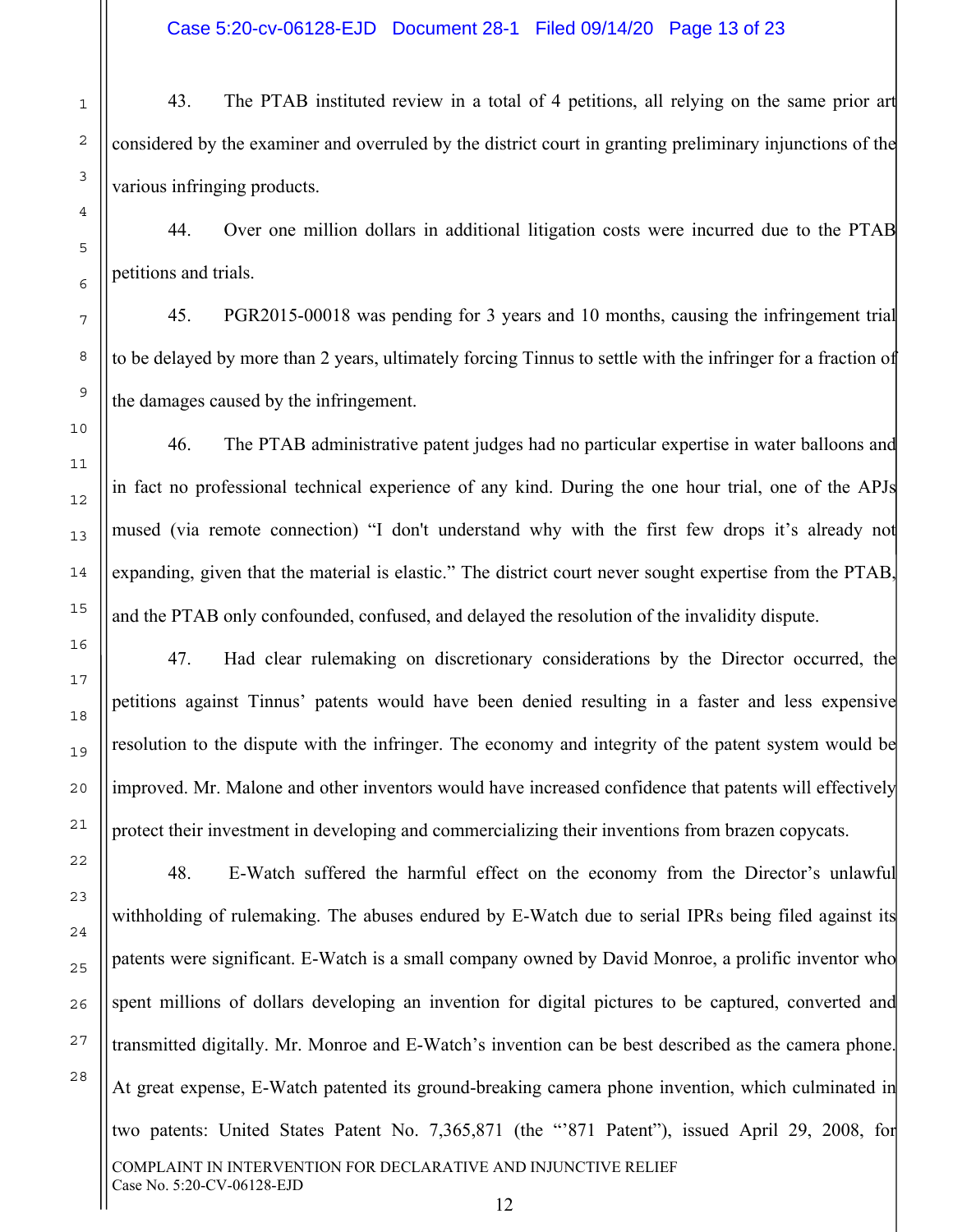43. The PTAB instituted review in a total of 4 petitions, all relying on the same prior art considered by the examiner and overruled by the district court in granting preliminary injunctions of the various infringing products.

44. Over one million dollars in additional litigation costs were incurred due to the PTAB petitions and trials.

45. PGR2015-00018 was pending for 3 years and 10 months, causing the infringement trial to be delayed by more than 2 years, ultimately forcing Tinnus to settle with the infringer for a fraction of the damages caused by the infringement.

46. The PTAB administrative patent judges had no particular expertise in water balloons and in fact no professional technical experience of any kind. During the one hour trial, one of the APJs mused (via remote connection) "I don't understand why with the first few drops it's already not expanding, given that the material is elastic." The district court never sought expertise from the PTAB, and the PTAB only confounded, confused, and delayed the resolution of the invalidity dispute.

47. Had clear rulemaking on discretionary considerations by the Director occurred, the petitions against Tinnus' patents would have been denied resulting in a faster and less expensive resolution to the dispute with the infringer. The economy and integrity of the patent system would be improved. Mr. Malone and other inventors would have increased confidence that patents will effectively protect their investment in developing and commercializing their inventions from brazen copycats.

48. E-Watch suffered the harmful effect on the economy from the Director's unlawful withholding of rulemaking. The abuses endured by E-Watch due to serial IPRs being filed against its patents were significant. E-Watch is a small company owned by David Monroe, a prolific inventor who spent millions of dollars developing an invention for digital pictures to be captured, converted and transmitted digitally. Mr. Monroe and E-Watch's invention can be best described as the camera phone. At great expense, E-Watch patented its ground-breaking camera phone invention, which culminated in two patents: United States Patent No. 7,365,871 (the "'871 Patent"), issued April 29, 2008, for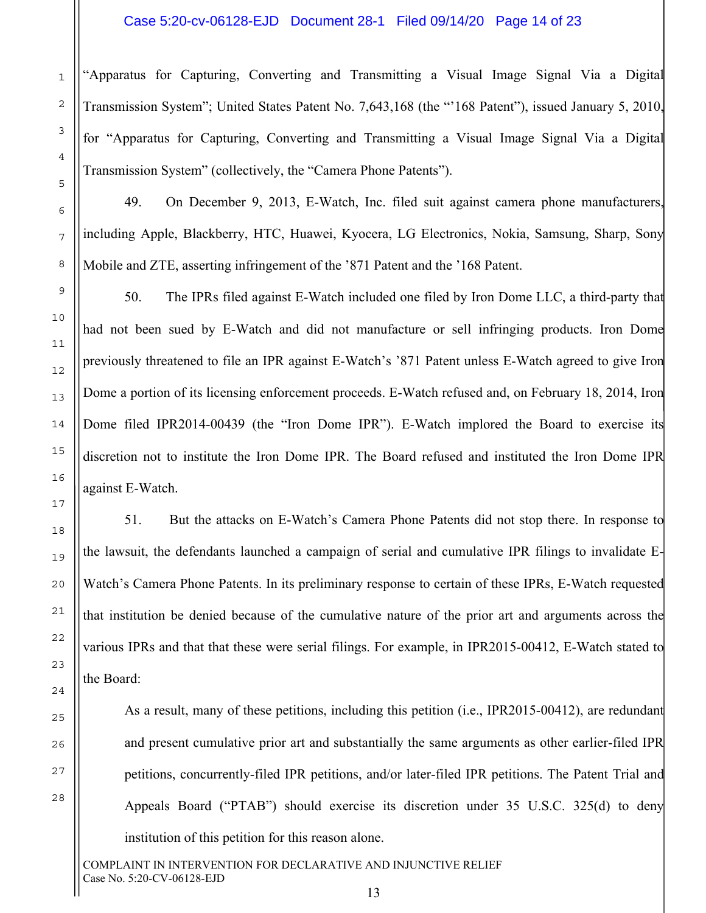"Apparatus for Capturing, Converting and Transmitting a Visual Image Signal Via a Digital Transmission System"; United States Patent No. 7,643,168 (the "'168 Patent"), issued January 5, 2010, for "Apparatus for Capturing, Converting and Transmitting a Visual Image Signal Via a Digital Transmission System" (collectively, the "Camera Phone Patents").

49. On December 9, 2013, E-Watch, Inc. filed suit against camera phone manufacturers, including Apple, Blackberry, HTC, Huawei, Kyocera, LG Electronics, Nokia, Samsung, Sharp, Sony Mobile and ZTE, asserting infringement of the '871 Patent and the '168 Patent.

50. The IPRs filed against E-Watch included one filed by Iron Dome LLC, a third-party that had not been sued by E-Watch and did not manufacture or sell infringing products. Iron Dome previously threatened to file an IPR against E-Watch's '871 Patent unless E-Watch agreed to give Iron Dome a portion of its licensing enforcement proceeds. E-Watch refused and, on February 18, 2014, Iron Dome filed IPR2014-00439 (the "Iron Dome IPR"). E-Watch implored the Board to exercise its discretion not to institute the Iron Dome IPR. The Board refused and instituted the Iron Dome IPR against E-Watch.

51. But the attacks on E-Watch's Camera Phone Patents did not stop there. In response to the lawsuit, the defendants launched a campaign of serial and cumulative IPR filings to invalidate E-Watch's Camera Phone Patents. In its preliminary response to certain of these IPRs, E-Watch requested that institution be denied because of the cumulative nature of the prior art and arguments across the various IPRs and that that these were serial filings. For example, in IPR2015-00412, E-Watch stated to the Board:

> As a result, many of these petitions, including this petition (i.e., IPR2015-00412), are redundant and present cumulative prior art and substantially the same arguments as other earlier-filed IPR petitions, concurrently-filed IPR petitions, and/or later-filed IPR petitions. The Patent Trial and Appeals Board ("PTAB") should exercise its discretion under 35 U.S.C. 325(d) to deny institution of this petition for this reason alone.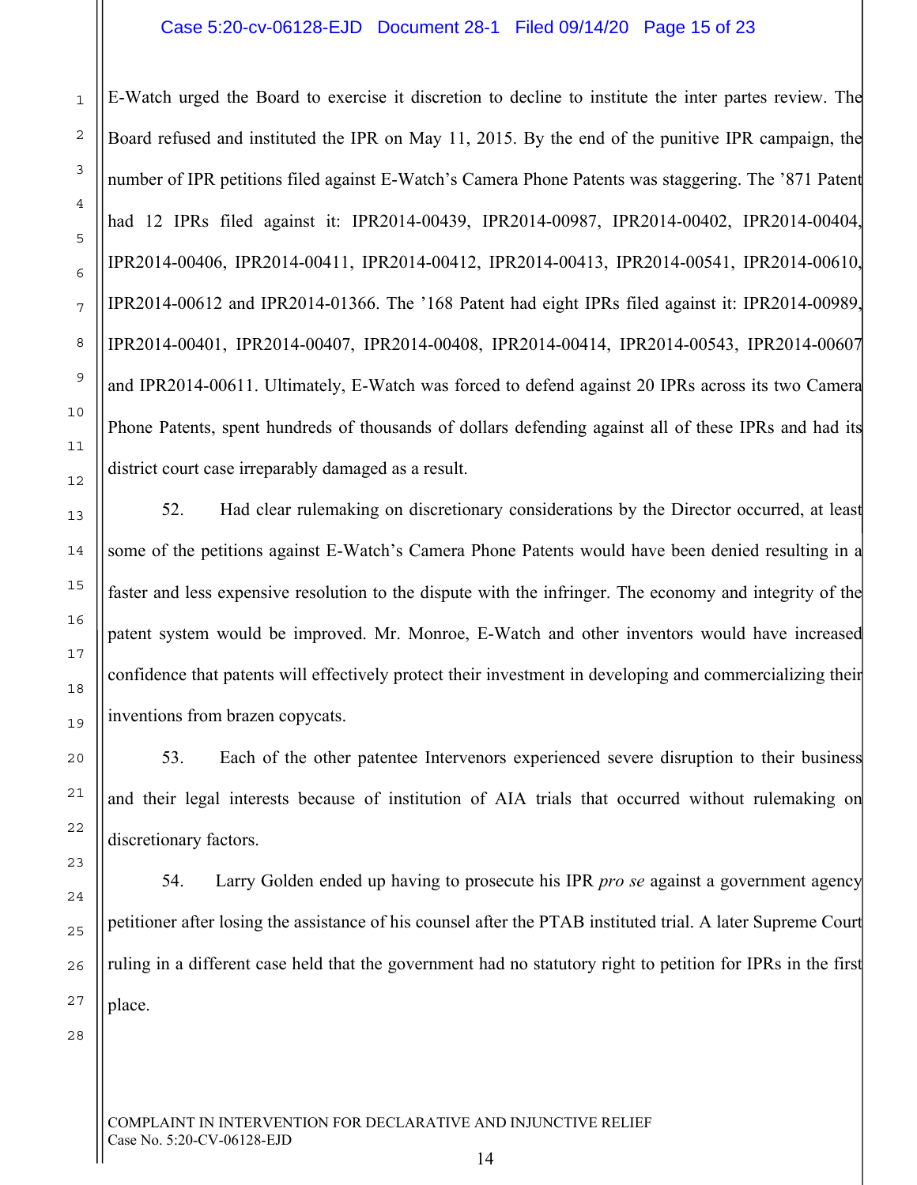E-Watch urged the Board to exercise it discretion to decline to institute the inter partes review. The Board refused and instituted the IPR on May 11, 2015. By the end of the punitive IPR campaign, the number of IPR petitions filed against E-Watch's Camera Phone Patents was staggering. The '871 Patent had 12 IPRs filed against it: IPR2014-00439, IPR2014-00987, IPR2014-00402, IPR2014-00404, IPR2014-00406, IPR2014-00411, IPR2014-00412, IPR2014-00413, IPR2014-00541, IPR2014-00610, IPR2014-00612 and IPR2014-01366. The '168 Patent had eight IPRs filed against it: IPR2014-00989, IPR2014-00401, IPR2014-00407, IPR2014-00408, IPR2014-00414, IPR2014-00543, IPR2014-00607 and IPR2014-00611. Ultimately, E-Watch was forced to defend against 20 IPRs across its two Camera Phone Patents, spent hundreds of thousands of dollars defending against all of these IPRs and had its district court case irreparably damaged as a result.

52. Had clear rulemaking on discretionary considerations by the Director occurred, at least some of the petitions against E-Watch's Camera Phone Patents would have been denied resulting in a faster and less expensive resolution to the dispute with the infringer. The economy and integrity of the patent system would be improved. Mr. Monroe, E-Watch and other inventors would have increased confidence that patents will effectively protect their investment in developing and commercializing their inventions from brazen copycats.

53. Each of the other patentee Intervenors experienced severe disruption to their business and their legal interests because of institution of AIA trials that occurred without rulemaking on discretionary factors.

54. Larry Golden ended up having to prosecute his IPR *pro se* against a government agency petitioner after losing the assistance of his counsel after the PTAB instituted trial. A later Supreme Court ruling in a different case held that the government had no statutory right to petition for IPRs in the first place.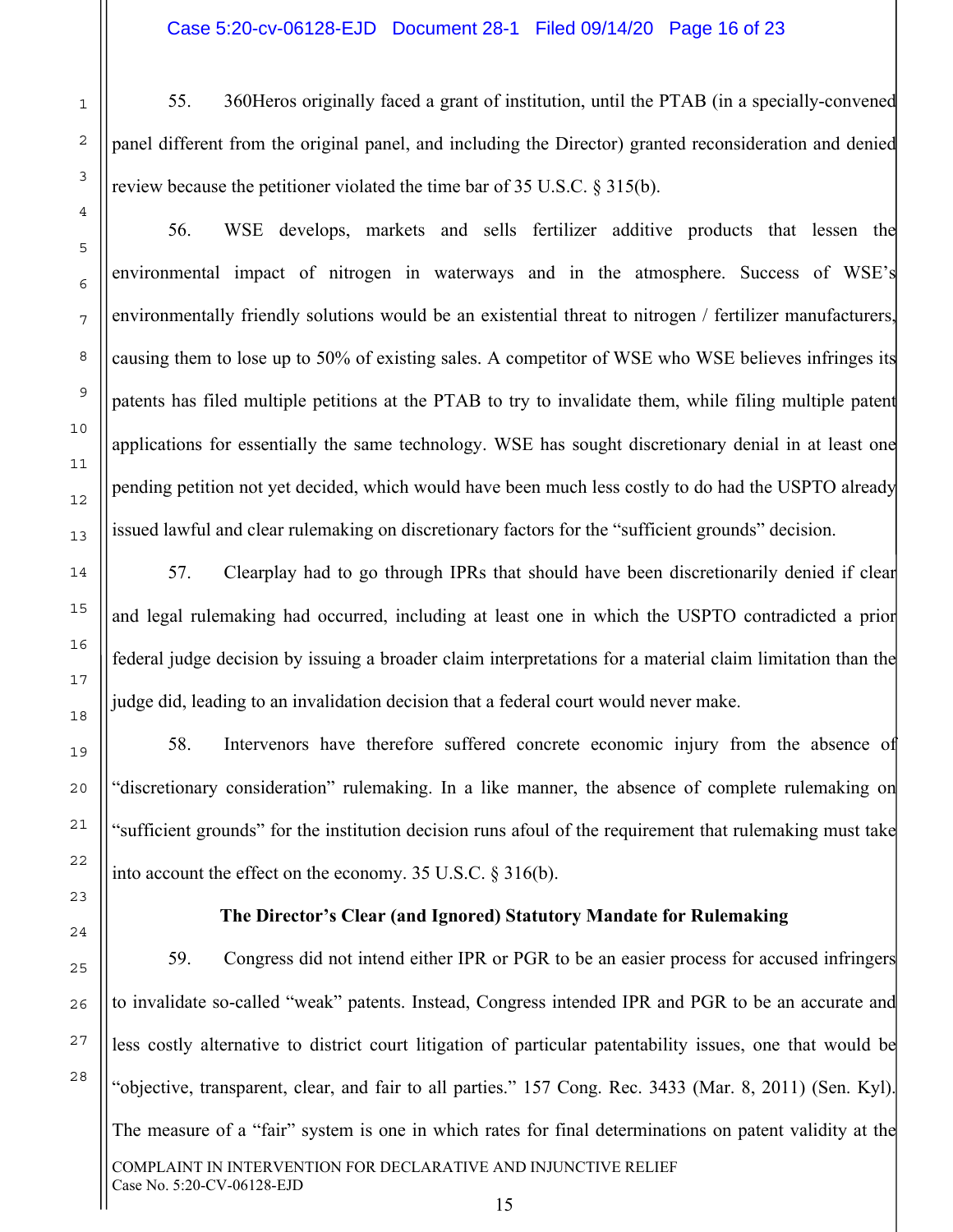55. 360Heros originally faced a grant of institution, until the PTAB (in a specially-convened panel different from the original panel, and including the Director) granted reconsideration and denied review because the petitioner violated the time bar of 35 U.S.C. § 315(b).

56. WSE develops, markets and sells fertilizer additive products that lessen the environmental impact of nitrogen in waterways and in the atmosphere. Success of WSE's environmentally friendly solutions would be an existential threat to nitrogen / fertilizer manufacturers, causing them to lose up to 50% of existing sales. A competitor of WSE who WSE believes infringes its patents has filed multiple petitions at the PTAB to try to invalidate them, while filing multiple patent applications for essentially the same technology. WSE has sought discretionary denial in at least one pending petition not yet decided, which would have been much less costly to do had the USPTO already issued lawful and clear rulemaking on discretionary factors for the "sufficient grounds" decision.

57. Clearplay had to go through IPRs that should have been discretionarily denied if clear and legal rulemaking had occurred, including at least one in which the USPTO contradicted a prior federal judge decision by issuing a broader claim interpretations for a material claim limitation than the judge did, leading to an invalidation decision that a federal court would never make.

58. Intervenors have therefore suffered concrete economic injury from the absence of "discretionary consideration" rulemaking. In a like manner, the absence of complete rulemaking on "sufficient grounds" for the institution decision runs afoul of the requirement that rulemaking must take into account the effect on the economy. 35 U.S.C. § 316(b).

**The Director's Clear (and Ignored) Statutory Mandate for Rulemaking**

59. Congress did not intend either IPR or PGR to be an easier process for accused infringers to invalidate so-called "weak" patents. Instead, Congress intended IPR and PGR to be an accurate and less costly alternative to district court litigation of particular patentability issues, one that would be "objective, transparent, clear, and fair to all parties." 157 Cong. Rec. 3433 (Mar. 8, 2011) (Sen. Kyl). The measure of a "fair" system is one in which rates for final determinations on patent validity at the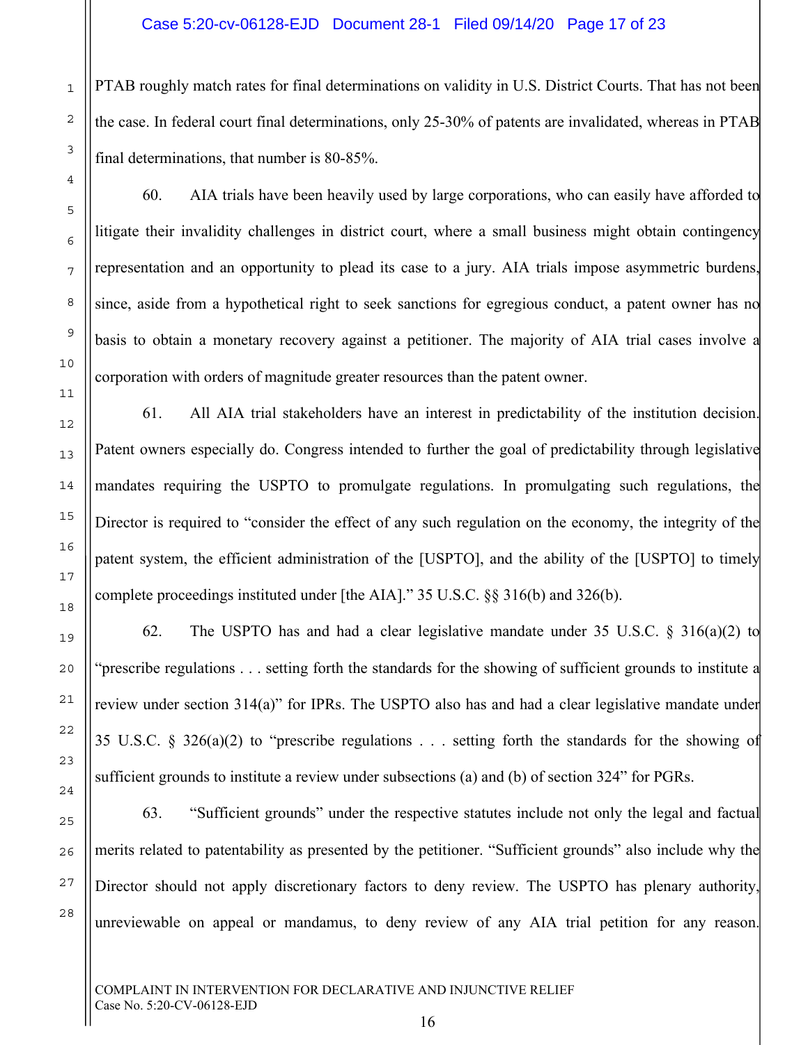PTAB roughly match rates for final determinations on validity in U.S. District Courts. That has not been the case. In federal court final determinations, only 25-30% of patents are invalidated, whereas in PTAB final determinations, that number is 80-85%.

60. AIA trials have been heavily used by large corporations, who can easily have afforded to litigate their invalidity challenges in district court, where a small business might obtain contingency representation and an opportunity to plead its case to a jury. AIA trials impose asymmetric burdens, since, aside from a hypothetical right to seek sanctions for egregious conduct, a patent owner has no basis to obtain a monetary recovery against a petitioner. The majority of AIA trial cases involve a corporation with orders of magnitude greater resources than the patent owner.

61. All AIA trial stakeholders have an interest in predictability of the institution decision. Patent owners especially do. Congress intended to further the goal of predictability through legislative mandates requiring the USPTO to promulgate regulations. In promulgating such regulations, the Director is required to "consider the effect of any such regulation on the economy, the integrity of the patent system, the efficient administration of the [USPTO], and the ability of the [USPTO] to timely complete proceedings instituted under [the AIA]." 35 U.S.C. §§ 316(b) and 326(b).

62. The USPTO has and had a clear legislative mandate under 35 U.S.C. § 316(a)(2) to "prescribe regulations . . . setting forth the standards for the showing of sufficient grounds to institute a review under section 314(a)" for IPRs. The USPTO also has and had a clear legislative mandate under 35 U.S.C. § 326(a)(2) to "prescribe regulations . . . setting forth the standards for the showing of sufficient grounds to institute a review under subsections (a) and (b) of section 324" for PGRs.

63. "Sufficient grounds" under the respective statutes include not only the legal and factual merits related to patentability as presented by the petitioner. "Sufficient grounds" also include why the Director should not apply discretionary factors to deny review. The USPTO has plenary authority, unreviewable on appeal or mandamus, to deny review of any AIA trial petition for any reason.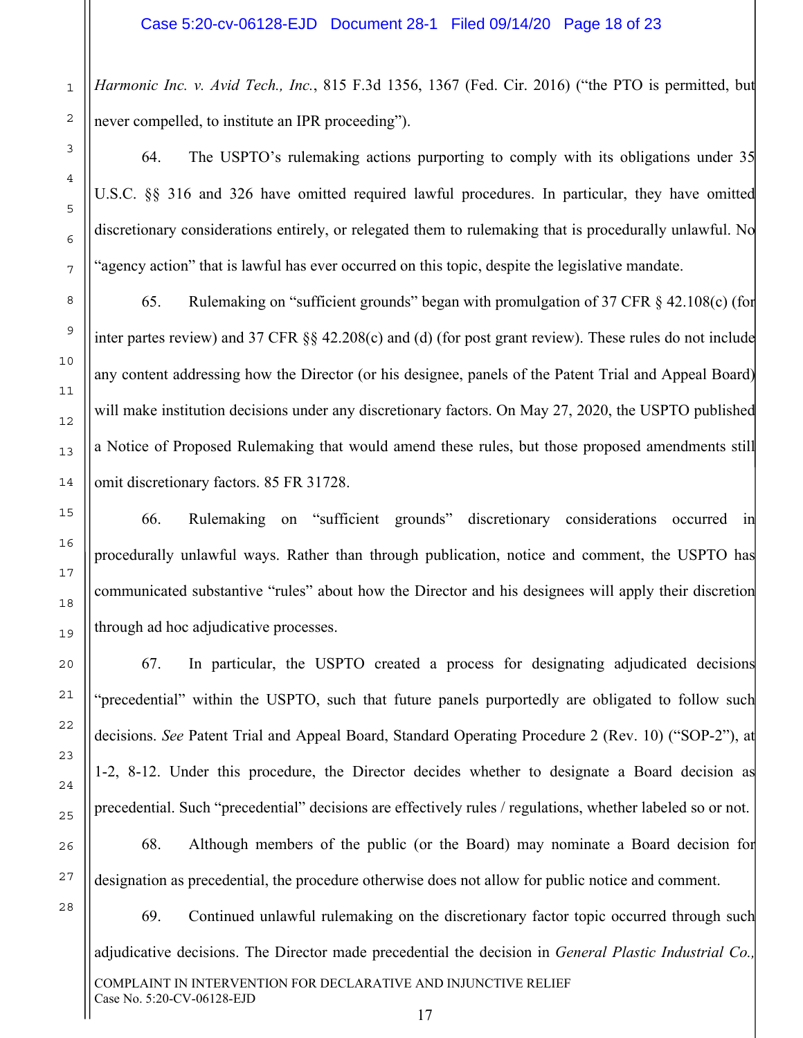*Harmonic Inc. v. Avid Tech., Inc.*, 815 F.3d 1356, 1367 (Fed. Cir. 2016) ("the PTO is permitted, but never compelled, to institute an IPR proceeding").

64. The USPTO's rulemaking actions purporting to comply with its obligations under 35 U.S.C. §§ 316 and 326 have omitted required lawful procedures. In particular, they have omitted discretionary considerations entirely, or relegated them to rulemaking that is procedurally unlawful. No "agency action" that is lawful has ever occurred on this topic, despite the legislative mandate.

65. Rulemaking on "sufficient grounds" began with promulgation of 37 CFR § 42.108(c) (for inter partes review) and 37 CFR §§ 42.208(c) and (d) (for post grant review). These rules do not include any content addressing how the Director (or his designee, panels of the Patent Trial and Appeal Board) will make institution decisions under any discretionary factors. On May 27, 2020, the USPTO published a Notice of Proposed Rulemaking that would amend these rules, but those proposed amendments still omit discretionary factors. 85 FR 31728.

66. Rulemaking on "sufficient grounds" discretionary considerations occurred in procedurally unlawful ways. Rather than through publication, notice and comment, the USPTO has communicated substantive "rules" about how the Director and his designees will apply their discretion through ad hoc adjudicative processes.

67. In particular, the USPTO created a process for designating adjudicated decisions "precedential" within the USPTO, such that future panels purportedly are obligated to follow such decisions. *See* Patent Trial and Appeal Board, Standard Operating Procedure 2 (Rev. 10) ("SOP-2"), at 1-2, 8-12. Under this procedure, the Director decides whether to designate a Board decision as precedential. Such "precedential" decisions are effectively rules / regulations, whether labeled so or not.

68. Although members of the public (or the Board) may nominate a Board decision for designation as precedential, the procedure otherwise does not allow for public notice and comment.

69. Continued unlawful rulemaking on the discretionary factor topic occurred through such adjudicative decisions. The Director made precedential the decision in *General Plastic Industrial Co.,*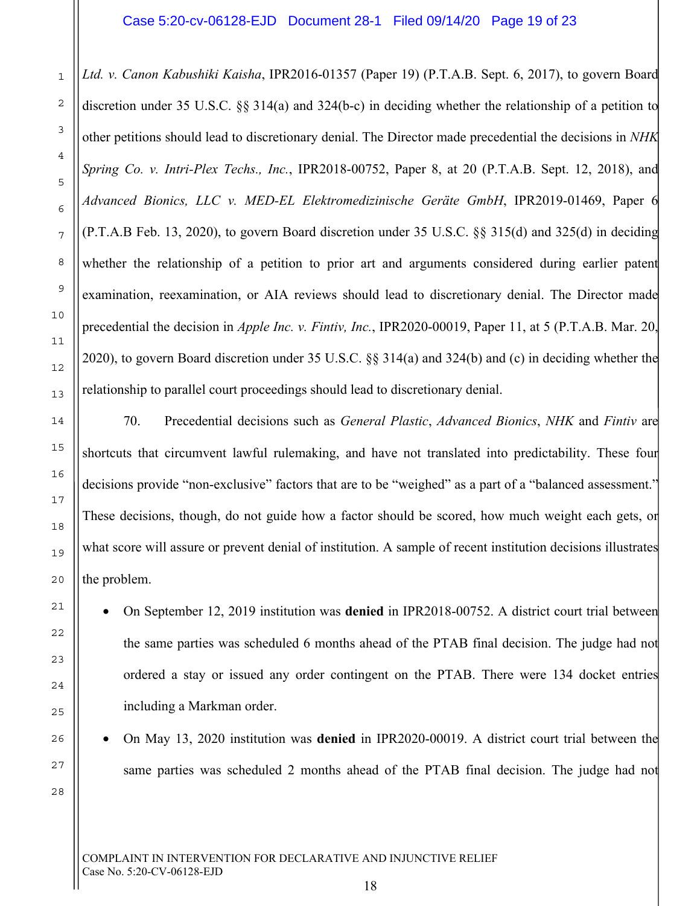*Ltd. v. Canon Kabushiki Kaisha*, IPR2016-01357 (Paper 19) (P.T.A.B. Sept. 6, 2017), to govern Board discretion under 35 U.S.C. §§ 314(a) and 324(b-c) in deciding whether the relationship of a petition to other petitions should lead to discretionary denial. The Director made precedential the decisions in *NHK Spring Co. v. Intri-Plex Techs., Inc.*, IPR2018-00752, Paper 8, at 20 (P.T.A.B. Sept. 12, 2018), and *Advanced Bionics, LLC v. MED-EL Elektromedizinische Geräte GmbH*, IPR2019-01469, Paper 6 (P.T.A.B Feb. 13, 2020), to govern Board discretion under 35 U.S.C. §§ 315(d) and 325(d) in deciding whether the relationship of a petition to prior art and arguments considered during earlier patent examination, reexamination, or AIA reviews should lead to discretionary denial. The Director made precedential the decision in *Apple Inc. v. Fintiv, Inc.*, IPR2020-00019, Paper 11, at 5 (P.T.A.B. Mar. 20, 2020), to govern Board discretion under 35 U.S.C. §§ 314(a) and 324(b) and (c) in deciding whether the relationship to parallel court proceedings should lead to discretionary denial.

70. Precedential decisions such as *General Plastic*, *Advanced Bionics*, *NHK* and *Fintiv* are shortcuts that circumvent lawful rulemaking, and have not translated into predictability. These four decisions provide "non-exclusive" factors that are to be "weighed" as a part of a "balanced assessment." These decisions, though, do not guide how a factor should be scored, how much weight each gets, or what score will assure or prevent denial of institution. A sample of recent institution decisions illustrates the problem.

- On September 12, 2019 institution was **denied** in IPR2018-00752. A district court trial between the same parties was scheduled 6 months ahead of the PTAB final decision. The judge had not ordered a stay or issued any order contingent on the PTAB. There were 134 docket entries including a Markman order.
- On May 13, 2020 institution was **denied** in IPR2020-00019. A district court trial between the same parties was scheduled 2 months ahead of the PTAB final decision. The judge had not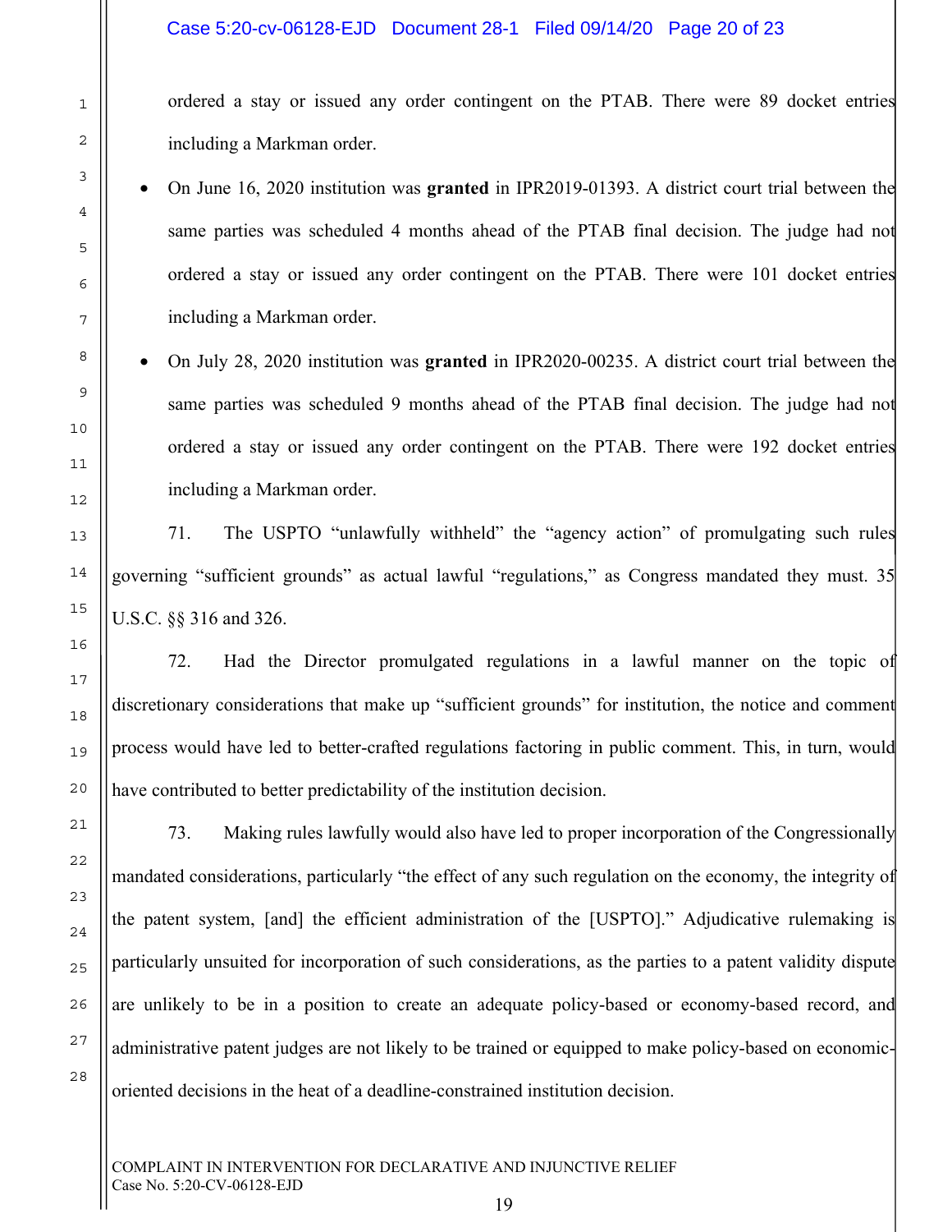ordered a stay or issued any order contingent on the PTAB. There were 89 docket entries including a Markman order.

- On June 16, 2020 institution was **granted** in IPR2019-01393. A district court trial between the same parties was scheduled 4 months ahead of the PTAB final decision. The judge had not ordered a stay or issued any order contingent on the PTAB. There were 101 docket entries including a Markman order.
- On July 28, 2020 institution was **granted** in IPR2020-00235. A district court trial between the same parties was scheduled 9 months ahead of the PTAB final decision. The judge had not ordered a stay or issued any order contingent on the PTAB. There were 192 docket entries including a Markman order.

71. The USPTO "unlawfully withheld" the "agency action" of promulgating such rules governing "sufficient grounds" as actual lawful "regulations," as Congress mandated they must. 35 U.S.C. §§ 316 and 326.

72. Had the Director promulgated regulations in a lawful manner on the topic of discretionary considerations that make up "sufficient grounds" for institution, the notice and comment process would have led to better-crafted regulations factoring in public comment. This, in turn, would have contributed to better predictability of the institution decision.

73. Making rules lawfully would also have led to proper incorporation of the Congressionally mandated considerations, particularly "the effect of any such regulation on the economy, the integrity of the patent system, [and] the efficient administration of the [USPTO]." Adjudicative rulemaking is particularly unsuited for incorporation of such considerations, as the parties to a patent validity dispute are unlikely to be in a position to create an adequate policy-based or economy-based record, and administrative patent judges are not likely to be trained or equipped to make policy-based on economic-oriented decisions in the heat of a deadline-constrained institution decision.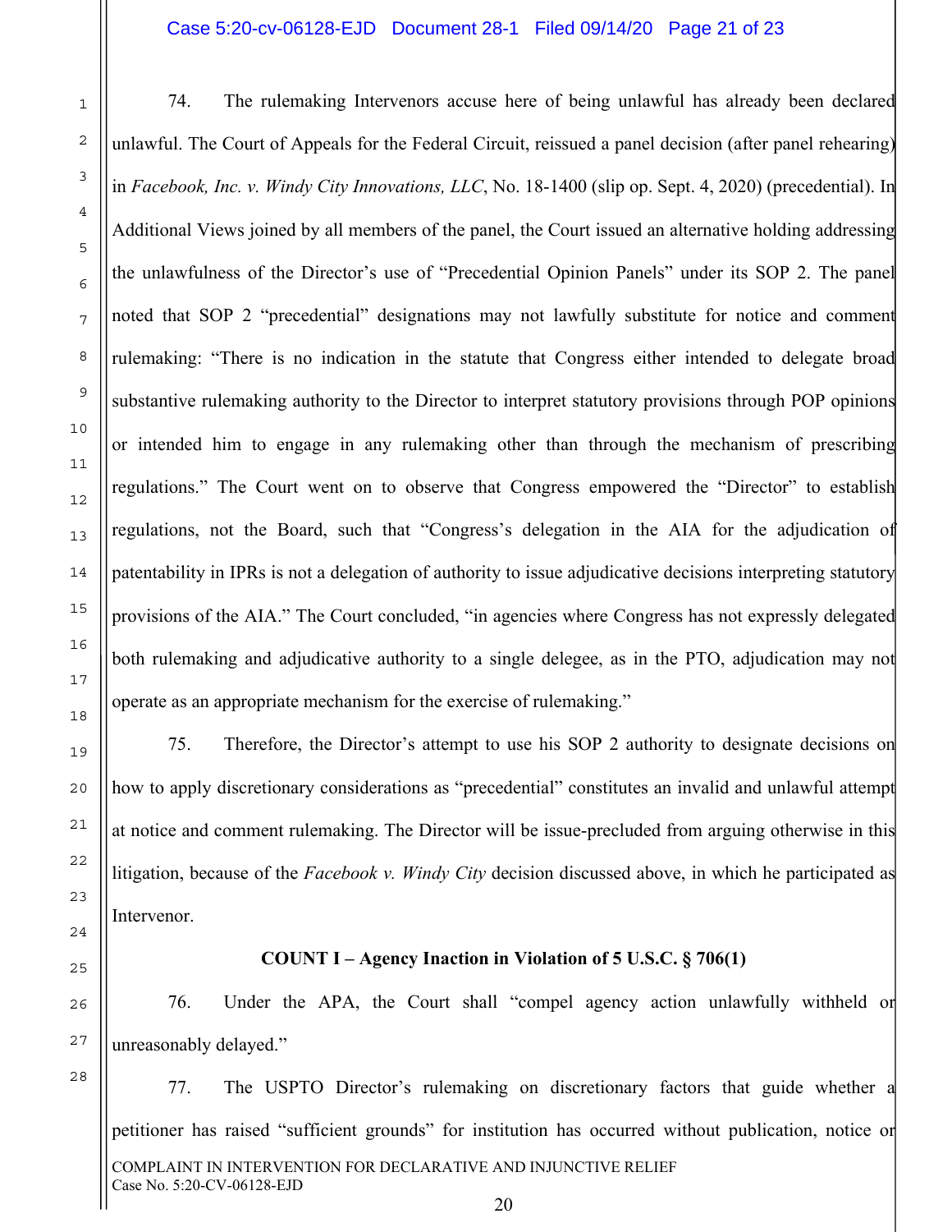74. The rulemaking Intervenors accuse here of being unlawful has already been declared unlawful. The Court of Appeals for the Federal Circuit, reissued a panel decision (after panel rehearing) in *Facebook, Inc. v. Windy City Innovations, LLC*, No. 18-1400 (slip op. Sept. 4, 2020) (precedential). In Additional Views joined by all members of the panel, the Court issued an alternative holding addressing the unlawfulness of the Director's use of "Precedential Opinion Panels" under its SOP 2. The panel noted that SOP 2 "precedential" designations may not lawfully substitute for notice and comment rulemaking: "There is no indication in the statute that Congress either intended to delegate broad substantive rulemaking authority to the Director to interpret statutory provisions through POP opinions or intended him to engage in any rulemaking other than through the mechanism of prescribing regulations." The Court went on to observe that Congress empowered the "Director" to establish regulations, not the Board, such that "Congress's delegation in the AIA for the adjudication of patentability in IPRs is not a delegation of authority to issue adjudicative decisions interpreting statutory provisions of the AIA." The Court concluded, "in agencies where Congress has not expressly delegated both rulemaking and adjudicative authority to a single delegee, as in the PTO, adjudication may not operate as an appropriate mechanism for the exercise of rulemaking."

75. Therefore, the Director's attempt to use his SOP 2 authority to designate decisions on how to apply discretionary considerations as "precedential" constitutes an invalid and unlawful attempt at notice and comment rulemaking. The Director will be issue-precluded from arguing otherwise in this litigation, because of the *Facebook v. Windy City* decision discussed above, in which he participated as Intervenor.

**COUNT I – Agency Inaction in Violation of 5 U.S.C. § 706(1)**

76. Under the APA, the Court shall "compel agency action unlawfully withheld or unreasonably delayed."

77. The USPTO Director's rulemaking on discretionary factors that guide whether a petitioner has raised "sufficient grounds" for institution has occurred without publication, notice or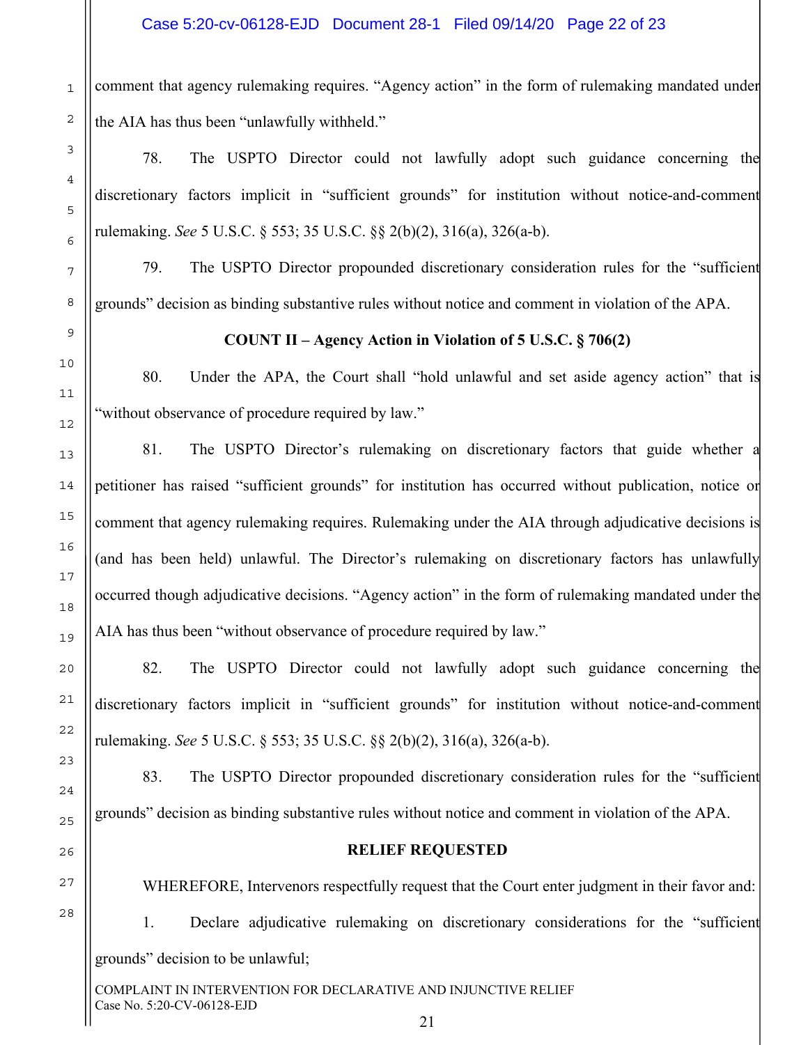comment that agency rulemaking requires. "Agency action" in the form of rulemaking mandated under the AIA has thus been "unlawfully withheld."

78. The USPTO Director could not lawfully adopt such guidance concerning the discretionary factors implicit in "sufficient grounds" for institution without notice-and-comment rulemaking. *See* 5 U.S.C. § 553; 35 U.S.C. §§ 2(b)(2), 316(a), 326(a-b).

79. The USPTO Director propounded discretionary consideration rules for the "sufficient grounds" decision as binding substantive rules without notice and comment in violation of the APA.

**COUNT II – Agency Action in Violation of 5 U.S.C. § 706(2)**

80. Under the APA, the Court shall "hold unlawful and set aside agency action" that is "without observance of procedure required by law."

81. The USPTO Director's rulemaking on discretionary factors that guide whether a petitioner has raised "sufficient grounds" for institution has occurred without publication, notice or comment that agency rulemaking requires. Rulemaking under the AIA through adjudicative decisions is (and has been held) unlawful. The Director's rulemaking on discretionary factors has unlawfully occurred though adjudicative decisions. "Agency action" in the form of rulemaking mandated under the AIA has thus been "without observance of procedure required by law."

82. The USPTO Director could not lawfully adopt such guidance concerning the discretionary factors implicit in "sufficient grounds" for institution without notice-and-comment rulemaking. *See* 5 U.S.C. § 553; 35 U.S.C. §§ 2(b)(2), 316(a), 326(a-b).

83. The USPTO Director propounded discretionary consideration rules for the "sufficient grounds" decision as binding substantive rules without notice and comment in violation of the APA.

**RELIEF REQUESTED**

WHEREFORE, Intervenors respectfully request that the Court enter judgment in their favor and:

1. Declare adjudicative rulemaking on discretionary considerations for the "sufficient grounds" decision to be unlawful;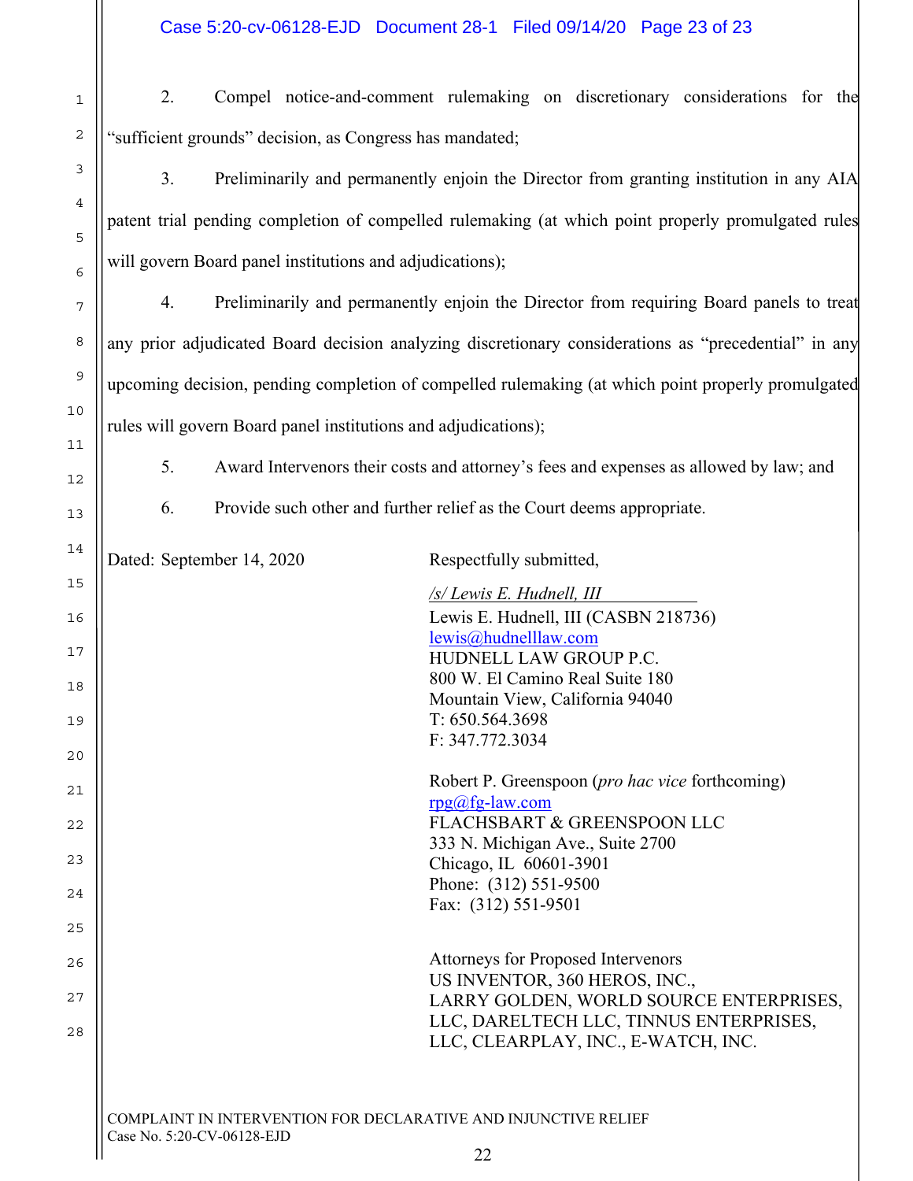2. Compel notice-and-comment rulemaking on discretionary considerations for the "sufficient grounds" decision, as Congress has mandated;

3. Preliminarily and permanently enjoin the Director from granting institution in any AIA patent trial pending completion of compelled rulemaking (at which point properly promulgated rules will govern Board panel institutions and adjudications);

4. Preliminarily and permanently enjoin the Director from requiring Board panels to treat any prior adjudicated Board decision analyzing discretionary considerations as "precedential" in any upcoming decision, pending completion of compelled rulemaking (at which point properly promulgated rules will govern Board panel institutions and adjudications);

5. Award Intervenors their costs and attorney's fees and expenses as allowed by law; and

6. Provide such other and further relief as the Court deems appropriate.

Dated: September 14, 2020

Respectfully submitted,

*/s/ Lewis E. Hudnell, III*
Lewis E. Hudnell, III (CASBN 218736)
lewis@hudnelllaw.com
HUDNELL LAW GROUP P.C.
800 W. El Camino Real Suite 180
Mountain View, California 94040
T: 650.564.3698
F: 347.772.3034

Robert P. Greenspoon (*pro hac vice* forthcoming)
rpg@fg-law.com
FLACHSBART & GREENSPOON LLC
333 N. Michigan Ave., Suite 2700
Chicago, IL 60601-3901
Phone: (312) 551-9500
Fax: (312) 551-9501

Attorneys for Proposed Intervenors
US INVENTOR, 360 HEROS, INC.,
LARRY GOLDEN, WORLD SOURCE ENTERPRISES, LLC, DARELTECH LLC, TINNUS ENTERPRISES, LLC, CLEARPLAY, INC., E-WATCH, INC.

COMPLAINT IN INTERVENTION FOR DECLARATIVE AND INJUNCTIVE RELIEF
Case No. 5:20-CV-06128-EJD